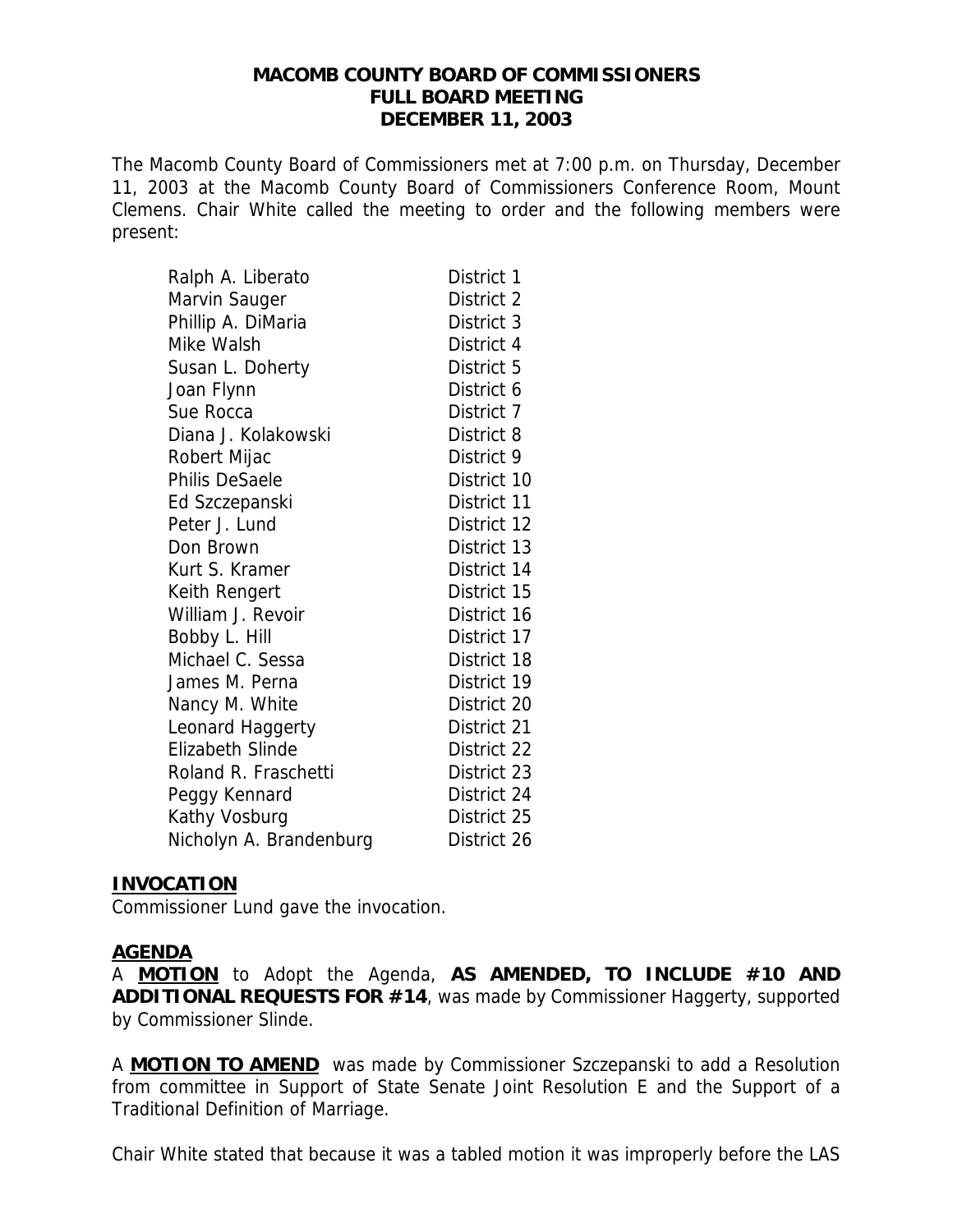# MACOMB COUNTY BOARD OF COMMISSIONERS
## FULL BOARD MEETING
## DECEMBER 11, 2003

The Macomb County Board of Commissioners met at 7:00 p.m. on Thursday, December 11, 2003 at the Macomb County Board of Commissioners Conference Room, Mount Clemens. Chair White called the meeting to order and the following members were present:

| | |
|---|---|
| Ralph A. Liberato | District 1 |
| Marvin Sauger | District 2 |
| Phillip A. DiMaria | District 3 |
| Mike Walsh | District 4 |
| Susan L. Doherty | District 5 |
| Joan Flynn | District 6 |
| Sue Rocca | District 7 |
| Diana J. Kolakowski | District 8 |
| Robert Mijac | District 9 |
| Philis DeSaele | District 10 |
| Ed Szczepanski | District 11 |
| Peter J. Lund | District 12 |
| Don Brown | District 13 |
| Kurt S. Kramer | District 14 |
| Keith Rengert | District 15 |
| William J. Revoir | District 16 |
| Bobby L. Hill | District 17 |
| Michael C. Sessa | District 18 |
| James M. Perna | District 19 |
| Nancy M. White | District 20 |
| Leonard Haggerty | District 21 |
| Elizabeth Slinde | District 22 |
| Roland R. Fraschetti | District 23 |
| Peggy Kennard | District 24 |
| Kathy Vosburg | District 25 |
| Nicholyn A. Brandenburg | District 26 |

**INVOCATION**

Commissioner Lund gave the invocation.

**AGENDA**

A **MOTION** to Adopt the Agenda, **AS AMENDED, TO INCLUDE #10 AND ADDITIONAL REQUESTS FOR #14**, was made by Commissioner Haggerty, supported by Commissioner Slinde.

A **MOTION TO AMEND** was made by Commissioner Szczepanski to add a Resolution from committee in Support of State Senate Joint Resolution E and the Support of a Traditional Definition of Marriage.

Chair White stated that because it was a tabled motion it was improperly before the LAS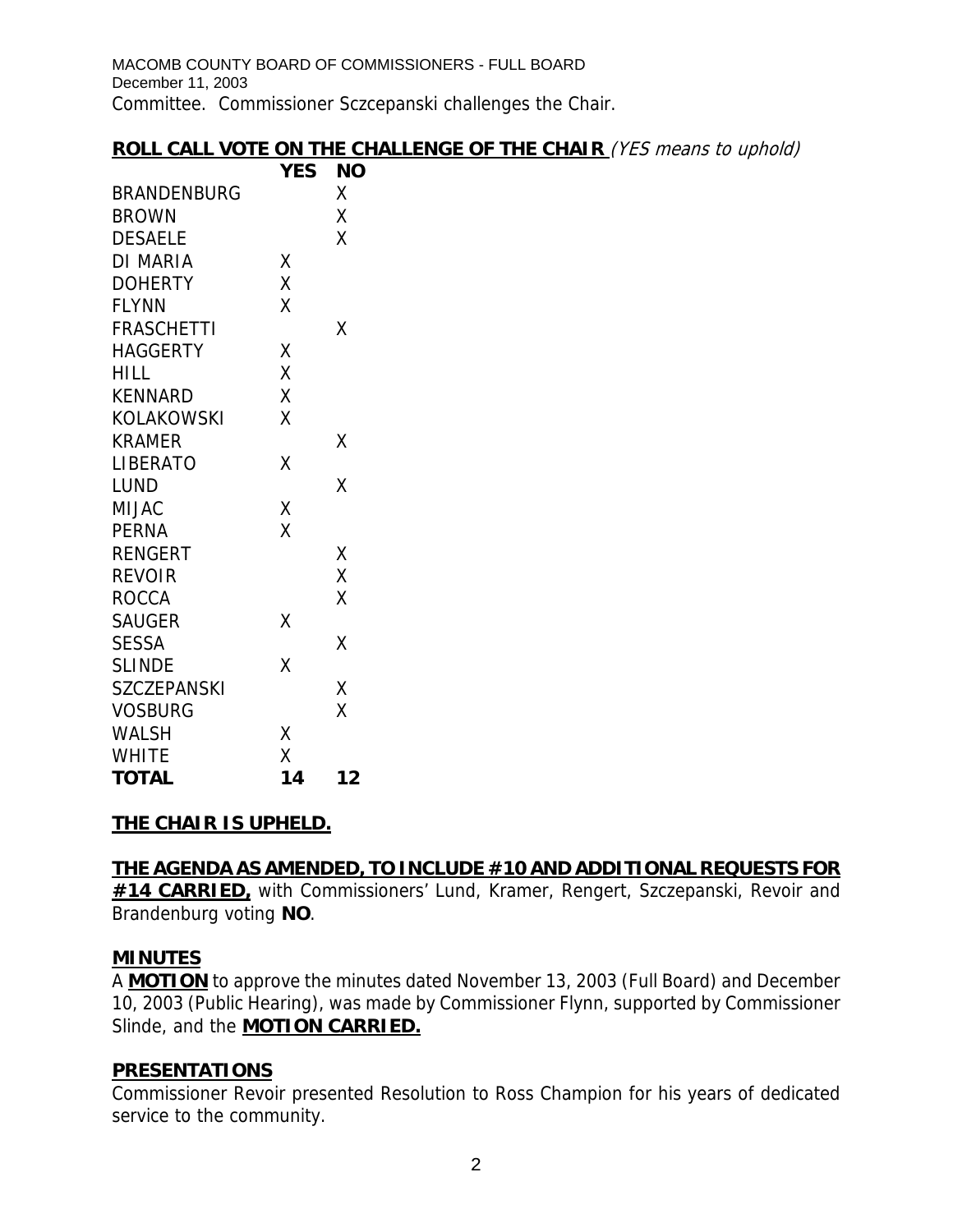Committee. Commissioner Sczcepanski challenges the Chair.

**ROLL CALL VOTE ON THE CHALLENGE OF THE CHAIR** *(YES means to uphold)*

| | YES | NO |
|---|---|---|
| BRANDENBURG | | X |
| BROWN | | X |
| DESAELE | | X |
| DI MARIA | X | |
| DOHERTY | X | |
| FLYNN | X | |
| FRASCHETTI | | X |
| HAGGERTY | X | |
| HILL | X | |
| KENNARD | X | |
| KOLAKOWSKI | X | |
| KRAMER | | X |
| LIBERATO | X | |
| LUND | | X |
| MIJAC | X | |
| PERNA | X | |
| RENGERT | | X |
| REVOIR | | X |
| ROCCA | | X |
| SAUGER | X | |
| SESSA | | X |
| SLINDE | X | |
| SZCZEPANSKI | | X |
| VOSBURG | | X |
| WALSH | X | |
| WHITE | X | |
| **TOTAL** | **14** | **12** |

**THE CHAIR IS UPHELD.**

**THE AGENDA AS AMENDED, TO INCLUDE #10 AND ADDITIONAL REQUESTS FOR #14 CARRIED,** with Commissioners' Lund, Kramer, Rengert, Szczepanski, Revoir and Brandenburg voting **NO**.

## MINUTES

A **MOTION** to approve the minutes dated November 13, 2003 (Full Board) and December 10, 2003 (Public Hearing), was made by Commissioner Flynn, supported by Commissioner Slinde, and the **MOTION CARRIED.**

## PRESENTATIONS

Commissioner Revoir presented Resolution to Ross Champion for his years of dedicated service to the community.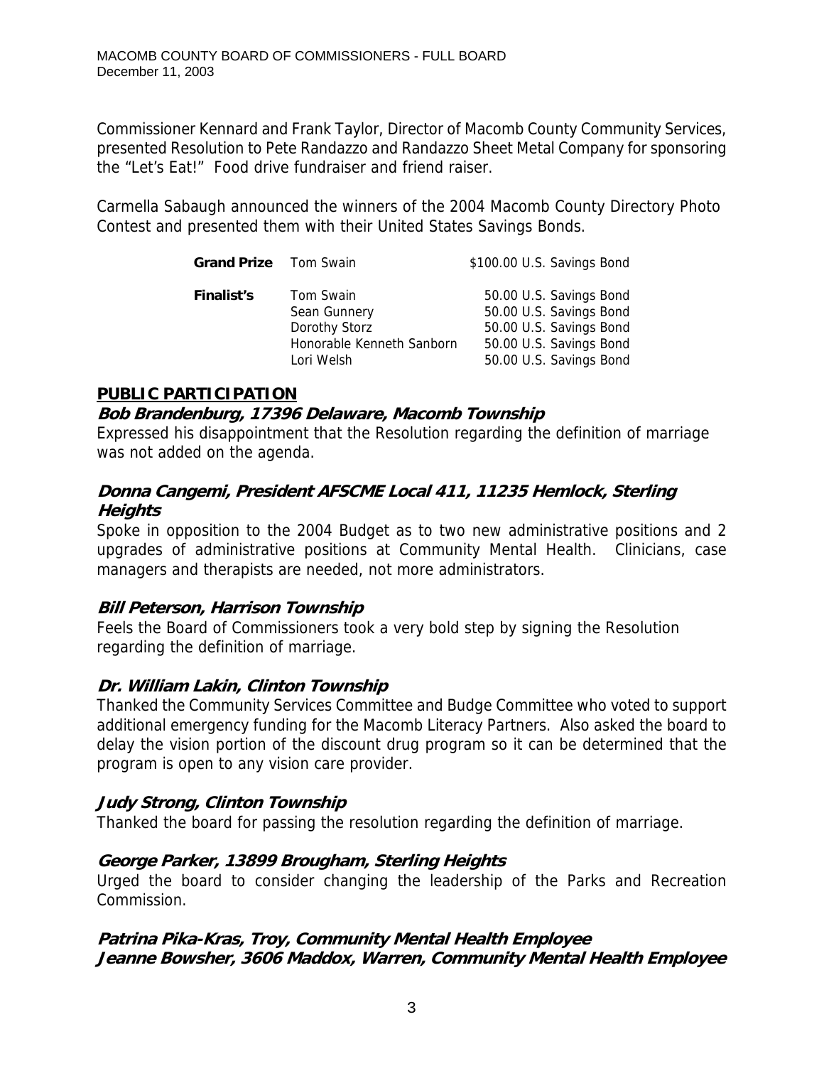Commissioner Kennard and Frank Taylor, Director of Macomb County Community Services, presented Resolution to Pete Randazzo and Randazzo Sheet Metal Company for sponsoring the "Let's Eat!" Food drive fundraiser and friend raiser.

Carmella Sabaugh announced the winners of the 2004 Macomb County Directory Photo Contest and presented them with their United States Savings Bonds.

| | | |
|---|---|---|
| **Grand Prize** | Tom Swain | $100.00 U.S. Savings Bond |
| **Finalist's** | Tom Swain | 50.00 U.S. Savings Bond |
| | Sean Gunnery | 50.00 U.S. Savings Bond |
| | Dorothy Storz | 50.00 U.S. Savings Bond |
| | Honorable Kenneth Sanborn | 50.00 U.S. Savings Bond |
| | Lori Welsh | 50.00 U.S. Savings Bond |

## PUBLIC PARTICIPATION

### *Bob Brandenburg, 17396 Delaware, Macomb Township*

Expressed his disappointment that the Resolution regarding the definition of marriage was not added on the agenda.

### *Donna Cangemi, President AFSCME Local 411, 11235 Hemlock, Sterling Heights*

Spoke in opposition to the 2004 Budget as to two new administrative positions and 2 upgrades of administrative positions at Community Mental Health. Clinicians, case managers and therapists are needed, not more administrators.

### *Bill Peterson, Harrison Township*

Feels the Board of Commissioners took a very bold step by signing the Resolution regarding the definition of marriage.

### *Dr. William Lakin, Clinton Township*

Thanked the Community Services Committee and Budge Committee who voted to support additional emergency funding for the Macomb Literacy Partners. Also asked the board to delay the vision portion of the discount drug program so it can be determined that the program is open to any vision care provider.

### *Judy Strong, Clinton Township*

Thanked the board for passing the resolution regarding the definition of marriage.

### *George Parker, 13899 Brougham, Sterling Heights*

Urged the board to consider changing the leadership of the Parks and Recreation Commission.

### *Patrina Pika-Kras, Troy, Community Mental Health Employee*
### *Jeanne Bowsher, 3606 Maddox, Warren, Community Mental Health Employee*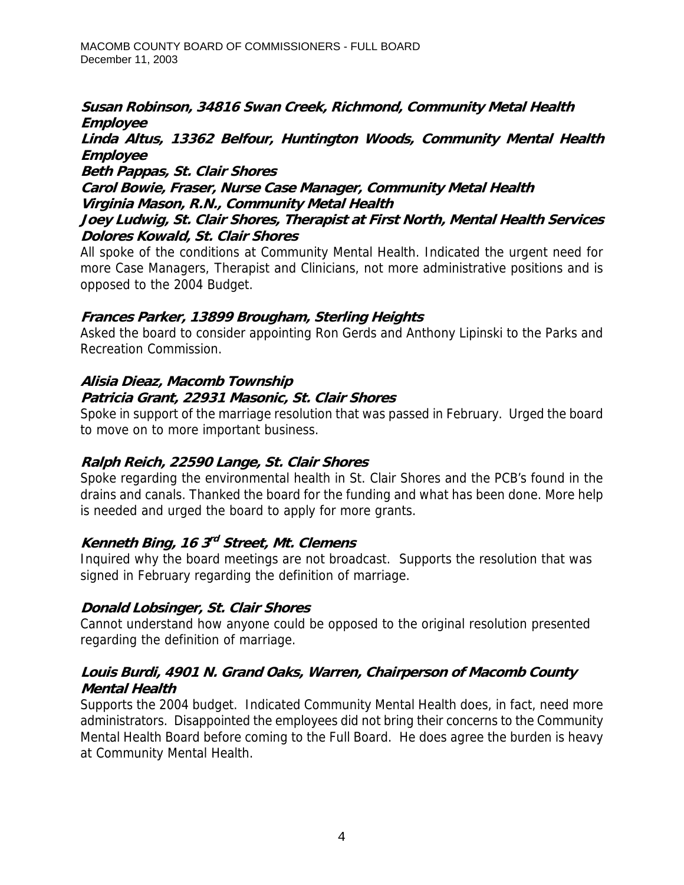***Susan Robinson, 34816 Swan Creek, Richmond, Community Metal Health Employee***
***Linda Altus, 13362 Belfour, Huntington Woods, Community Mental Health Employee***
***Beth Pappas, St. Clair Shores***
***Carol Bowie, Fraser, Nurse Case Manager, Community Metal Health***
***Virginia Mason, R.N., Community Metal Health***
***Joey Ludwig, St. Clair Shores, Therapist at First North, Mental Health Services***
***Dolores Kowald, St. Clair Shores***

All spoke of the conditions at Community Mental Health. Indicated the urgent need for more Case Managers, Therapist and Clinicians, not more administrative positions and is opposed to the 2004 Budget.

***Frances Parker, 13899 Brougham, Sterling Heights***

Asked the board to consider appointing Ron Gerds and Anthony Lipinski to the Parks and Recreation Commission.

***Alisia Dieaz, Macomb Township***
***Patricia Grant, 22931 Masonic, St. Clair Shores***

Spoke in support of the marriage resolution that was passed in February. Urged the board to move on to more important business.

***Ralph Reich, 22590 Lange, St. Clair Shores***

Spoke regarding the environmental health in St. Clair Shores and the PCB's found in the drains and canals. Thanked the board for the funding and what has been done. More help is needed and urged the board to apply for more grants.

***Kenneth Bing, 16 3rd Street, Mt. Clemens***

Inquired why the board meetings are not broadcast. Supports the resolution that was signed in February regarding the definition of marriage.

***Donald Lobsinger, St. Clair Shores***

Cannot understand how anyone could be opposed to the original resolution presented regarding the definition of marriage.

***Louis Burdi, 4901 N. Grand Oaks, Warren, Chairperson of Macomb County Mental Health***

Supports the 2004 budget. Indicated Community Mental Health does, in fact, need more administrators. Disappointed the employees did not bring their concerns to the Community Mental Health Board before coming to the Full Board. He does agree the burden is heavy at Community Mental Health.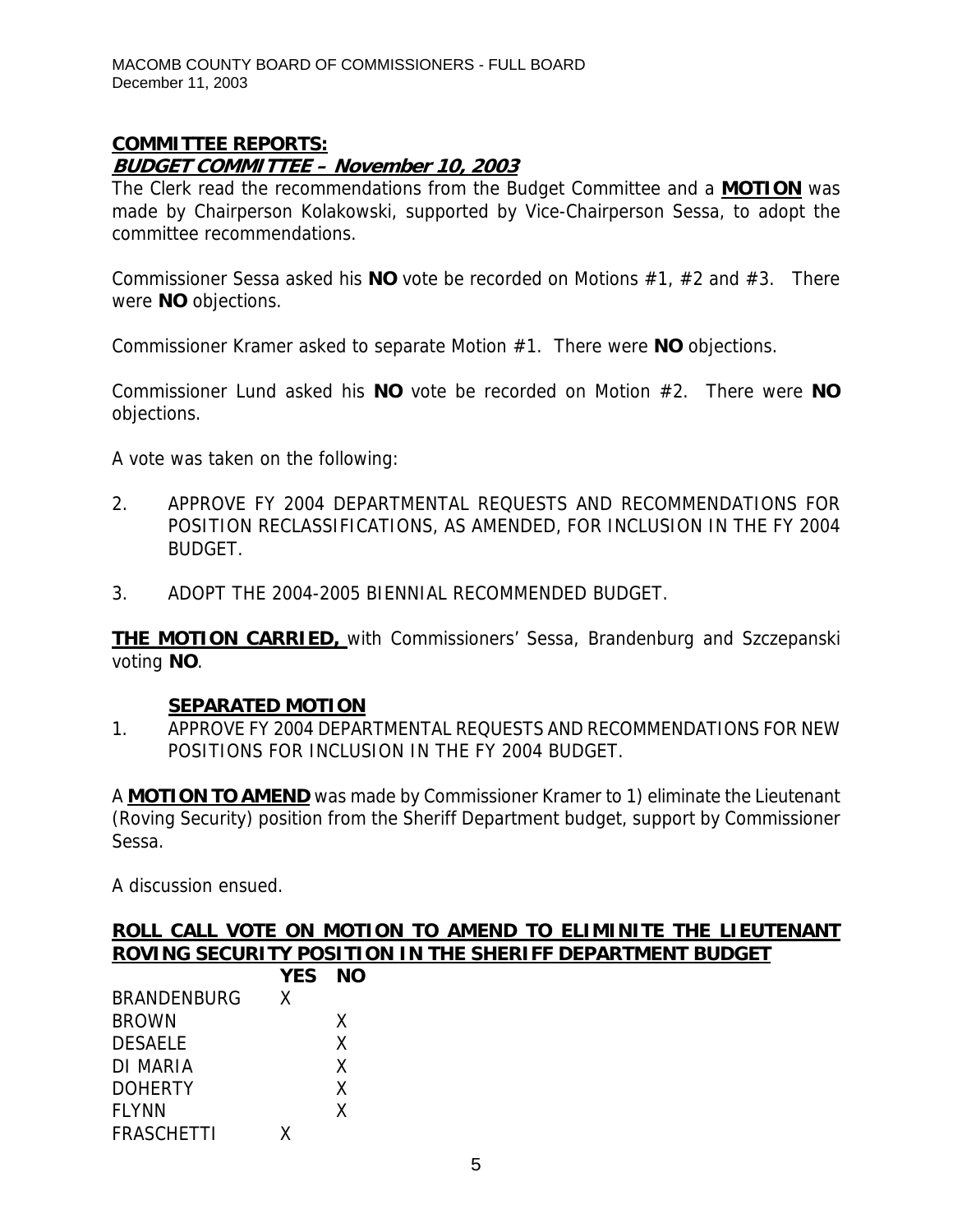## COMMITTEE REPORTS:

### *BUDGET COMMITTEE – November 10, 2003*

The Clerk read the recommendations from the Budget Committee and a **MOTION** was made by Chairperson Kolakowski, supported by Vice-Chairperson Sessa, to adopt the committee recommendations.

Commissioner Sessa asked his **NO** vote be recorded on Motions #1, #2 and #3. There were **NO** objections.

Commissioner Kramer asked to separate Motion #1. There were **NO** objections.

Commissioner Lund asked his **NO** vote be recorded on Motion #2. There were **NO** objections.

A vote was taken on the following:

2. APPROVE FY 2004 DEPARTMENTAL REQUESTS AND RECOMMENDATIONS FOR POSITION RECLASSIFICATIONS, AS AMENDED, FOR INCLUSION IN THE FY 2004 BUDGET.

3. ADOPT THE 2004-2005 BIENNIAL RECOMMENDED BUDGET.

**THE MOTION CARRIED,** with Commissioners' Sessa, Brandenburg and Szczepanski voting **NO**.

**SEPARATED MOTION**

1. APPROVE FY 2004 DEPARTMENTAL REQUESTS AND RECOMMENDATIONS FOR NEW POSITIONS FOR INCLUSION IN THE FY 2004 BUDGET.

A **MOTION TO AMEND** was made by Commissioner Kramer to 1) eliminate the Lieutenant (Roving Security) position from the Sheriff Department budget, support by Commissioner Sessa.

A discussion ensued.

**ROLL CALL VOTE ON MOTION TO AMEND TO ELIMINITE THE LIEUTENANT ROVING SECURITY POSITION IN THE SHERIFF DEPARTMENT BUDGET**

| | YES | NO |
|---|---|---|
| BRANDENBURG | X | |
| BROWN | | X |
| DESAELE | | X |
| DI MARIA | | X |
| DOHERTY | | X |
| FLYNN | | X |
| FRASCHETTI | X | |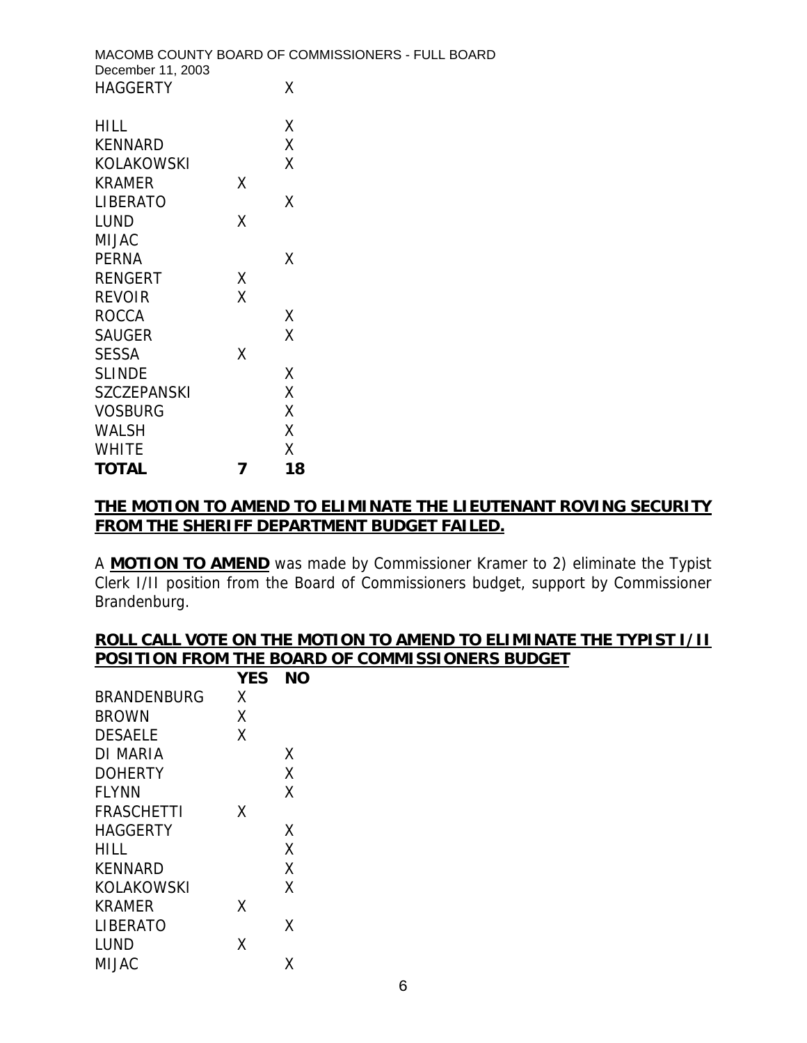| | | |
|---|---|---|
| HAGGERTY | | X |
| HILL | | X |
| KENNARD | | X |
| KOLAKOWSKI | | X |
| KRAMER | X | |
| LIBERATO | | X |
| LUND | X | |
| MIJAC | | |
| PERNA | | X |
| RENGERT | X | |
| REVOIR | X | |
| ROCCA | | X |
| SAUGER | | X |
| SESSA | X | |
| SLINDE | | X |
| SZCZEPANSKI | | X |
| VOSBURG | | X |
| WALSH | | X |
| WHITE | | X |
| **TOTAL** | **7** | **18** |

**THE MOTION TO AMEND TO ELIMINATE THE LIEUTENANT ROVING SECURITY FROM THE SHERIFF DEPARTMENT BUDGET FAILED.**

A **MOTION TO AMEND** was made by Commissioner Kramer to 2) eliminate the Typist Clerk I/II position from the Board of Commissioners budget, support by Commissioner Brandenburg.

**ROLL CALL VOTE ON THE MOTION TO AMEND TO ELIMINATE THE TYPIST I/II POSITION FROM THE BOARD OF COMMISSIONERS BUDGET**

| | YES | NO |
|---|---|---|
| BRANDENBURG | X | |
| BROWN | X | |
| DESAELE | X | |
| DI MARIA | | X |
| DOHERTY | | X |
| FLYNN | | X |
| FRASCHETTI | X | |
| HAGGERTY | | X |
| HILL | | X |
| KENNARD | | X |
| KOLAKOWSKI | | X |
| KRAMER | X | |
| LIBERATO | | X |
| LUND | X | |
| MIJAC | | X |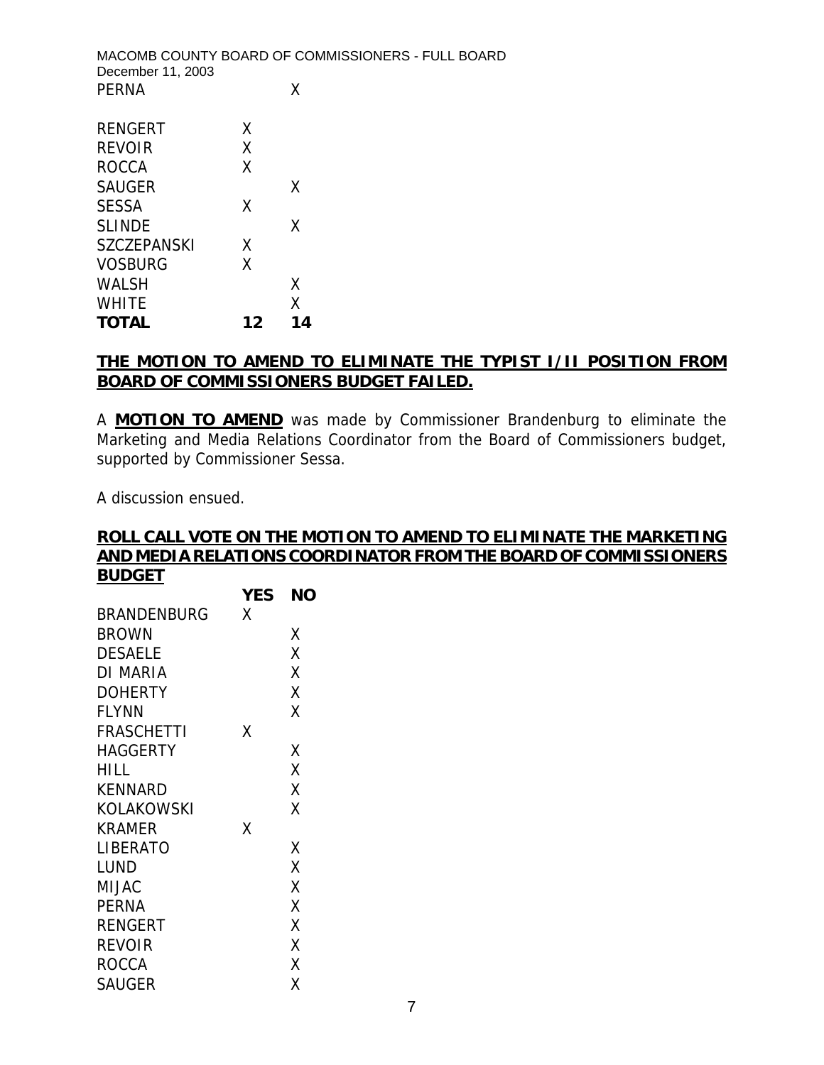| | | |
|---|---|---|
| PERNA | | X |
| RENGERT | X | |
| REVOIR | X | |
| ROCCA | X | |
| SAUGER | | X |
| SESSA | X | |
| SLINDE | | X |
| SZCZEPANSKI | X | |
| VOSBURG | X | |
| WALSH | | X |
| WHITE | | X |
| **TOTAL** | **12** | **14** |

**THE MOTION TO AMEND TO ELIMINATE THE TYPIST I/II POSITION FROM BOARD OF COMMISSIONERS BUDGET FAILED.**

A **MOTION TO AMEND** was made by Commissioner Brandenburg to eliminate the Marketing and Media Relations Coordinator from the Board of Commissioners budget, supported by Commissioner Sessa.

A discussion ensued.

**ROLL CALL VOTE ON THE MOTION TO AMEND TO ELIMINATE THE MARKETING AND MEDIA RELATIONS COORDINATOR FROM THE BOARD OF COMMISSIONERS BUDGET**

| | YES | NO |
|---|---|---|
| BRANDENBURG | X | |
| BROWN | | X |
| DESAELE | | X |
| DI MARIA | | X |
| DOHERTY | | X |
| FLYNN | | X |
| FRASCHETTI | X | |
| HAGGERTY | | X |
| HILL | | X |
| KENNARD | | X |
| KOLAKOWSKI | | X |
| KRAMER | X | |
| LIBERATO | | X |
| LUND | | X |
| MIJAC | | X |
| PERNA | | X |
| RENGERT | | X |
| REVOIR | | X |
| ROCCA | | X |
| SAUGER | | X |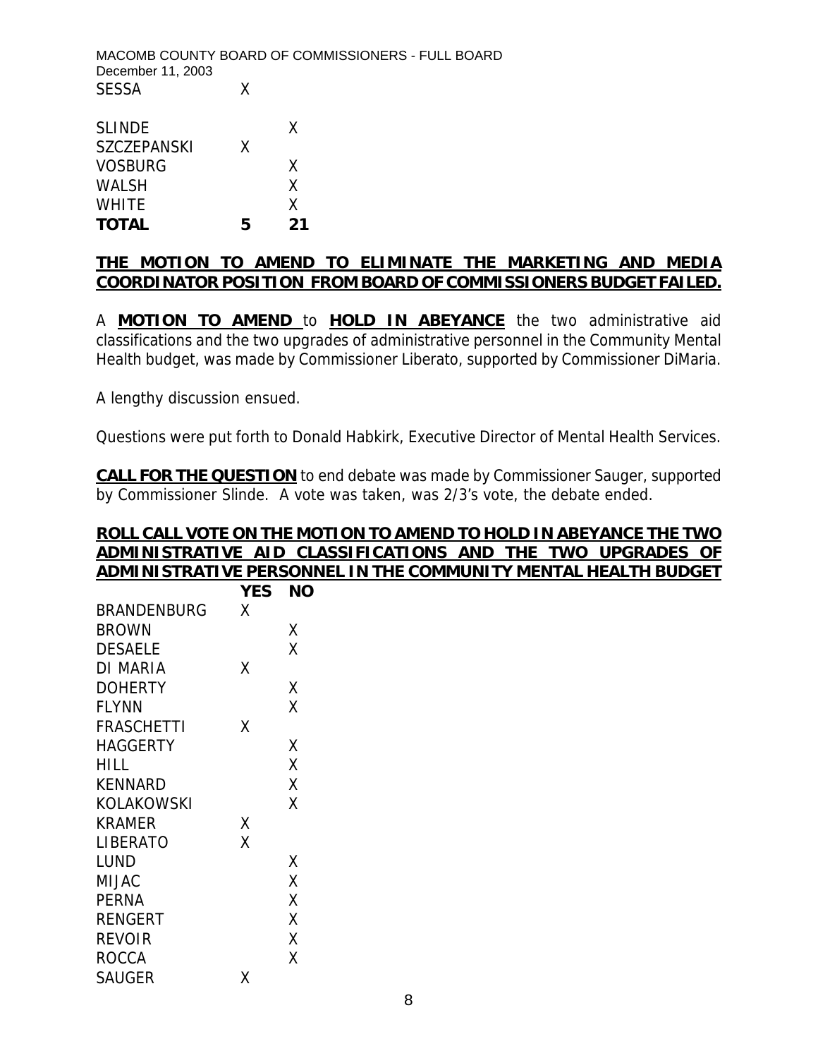| | | |
|---|---|---|
| SESSA | X | |
| SLINDE | | X |
| SZCZEPANSKI | X | |
| VOSBURG | | X |
| WALSH | | X |
| WHITE | | X |
| **TOTAL** | **5** | **21** |

**THE MOTION TO AMEND TO ELIMINATE THE MARKETING AND MEDIA COORDINATOR POSITION FROM BOARD OF COMMISSIONERS BUDGET FAILED.**

A **MOTION TO AMEND** to **HOLD IN ABEYANCE** the two administrative aid classifications and the two upgrades of administrative personnel in the Community Mental Health budget, was made by Commissioner Liberato, supported by Commissioner DiMaria.

A lengthy discussion ensued.

Questions were put forth to Donald Habkirk, Executive Director of Mental Health Services.

**CALL FOR THE QUESTION** to end debate was made by Commissioner Sauger, supported by Commissioner Slinde. A vote was taken, was 2/3's vote, the debate ended.

**ROLL CALL VOTE ON THE MOTION TO AMEND TO HOLD IN ABEYANCE THE TWO ADMINISTRATIVE AID CLASSIFICATIONS AND THE TWO UPGRADES OF ADMINISTRATIVE PERSONNEL IN THE COMMUNITY MENTAL HEALTH BUDGET**

| | YES | NO |
|---|---|---|
| BRANDENBURG | X | |
| BROWN | | X |
| DESAELE | | X |
| DI MARIA | X | |
| DOHERTY | | X |
| FLYNN | | X |
| FRASCHETTI | X | |
| HAGGERTY | | X |
| HILL | | X |
| KENNARD | | X |
| KOLAKOWSKI | | X |
| KRAMER | X | |
| LIBERATO | X | |
| LUND | | X |
| MIJAC | | X |
| PERNA | | X |
| RENGERT | | X |
| REVOIR | | X |
| ROCCA | | X |
| SAUGER | X | |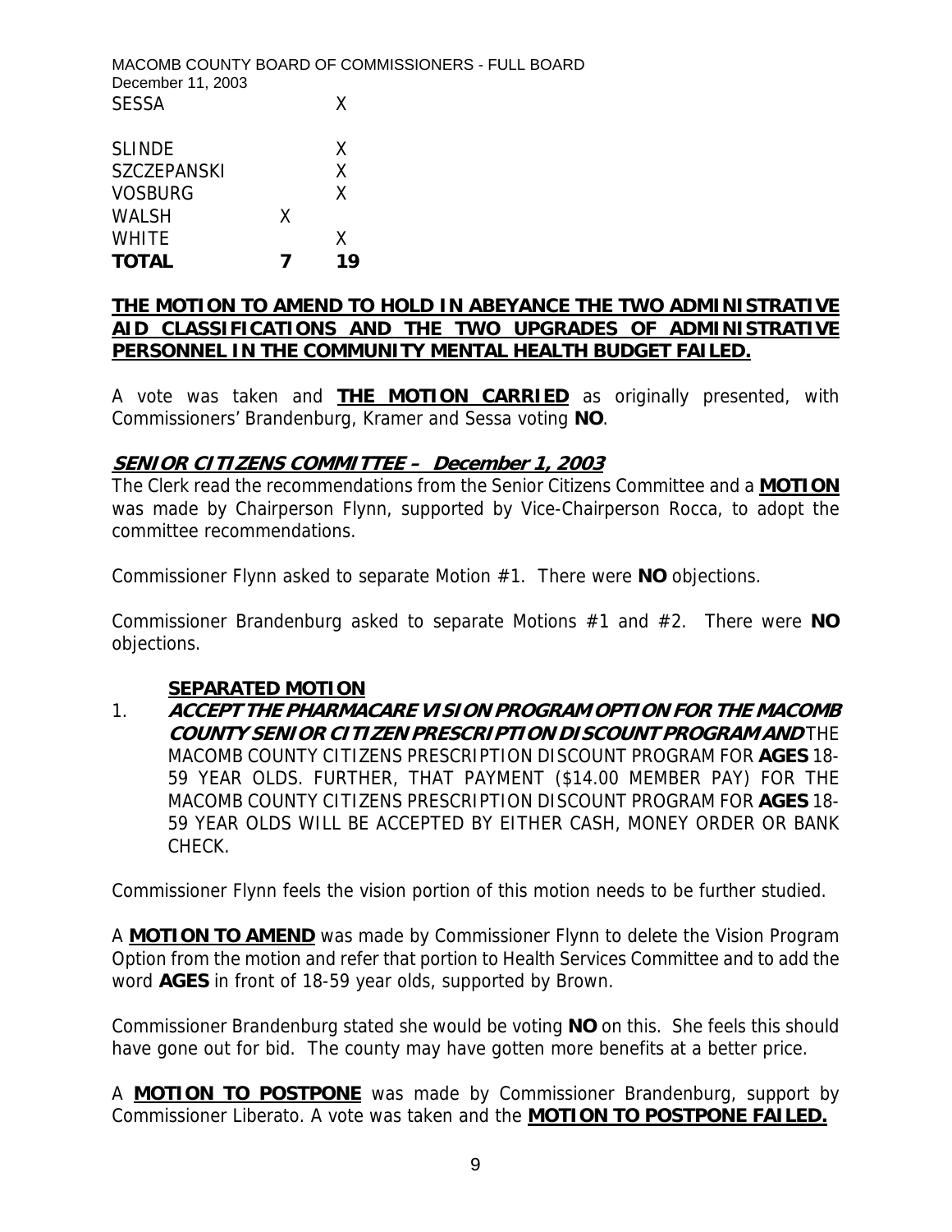| | | |
|---|---|---|
| SESSA | | X |
| SLINDE | | X |
| SZCZEPANSKI | | X |
| VOSBURG | | X |
| WALSH | X | |
| WHITE | | X |
| **TOTAL** | **7** | **19** |

**THE MOTION TO AMEND TO HOLD IN ABEYANCE THE TWO ADMINISTRATIVE AID CLASSIFICATIONS AND THE TWO UPGRADES OF ADMINISTRATIVE PERSONNEL IN THE COMMUNITY MENTAL HEALTH BUDGET FAILED.**

A vote was taken and **THE MOTION CARRIED** as originally presented, with Commissioners' Brandenburg, Kramer and Sessa voting **NO**.

## *SENIOR CITIZENS COMMITTEE – December 1, 2003*

The Clerk read the recommendations from the Senior Citizens Committee and a **MOTION** was made by Chairperson Flynn, supported by Vice-Chairperson Rocca, to adopt the committee recommendations.

Commissioner Flynn asked to separate Motion #1. There were **NO** objections.

Commissioner Brandenburg asked to separate Motions #1 and #2. There were **NO** objections.

**SEPARATED MOTION**

1. ***ACCEPT THE PHARMACARE VISION PROGRAM OPTION FOR THE MACOMB COUNTY SENIOR CITIZEN PRESCRIPTION DISCOUNT PROGRAM AND*** THE MACOMB COUNTY CITIZENS PRESCRIPTION DISCOUNT PROGRAM FOR **AGES** 18-59 YEAR OLDS. FURTHER, THAT PAYMENT ($14.00 MEMBER PAY) FOR THE MACOMB COUNTY CITIZENS PRESCRIPTION DISCOUNT PROGRAM FOR **AGES** 18-59 YEAR OLDS WILL BE ACCEPTED BY EITHER CASH, MONEY ORDER OR BANK CHECK.

Commissioner Flynn feels the vision portion of this motion needs to be further studied.

A **MOTION TO AMEND** was made by Commissioner Flynn to delete the Vision Program Option from the motion and refer that portion to Health Services Committee and to add the word **AGES** in front of 18-59 year olds, supported by Brown.

Commissioner Brandenburg stated she would be voting **NO** on this. She feels this should have gone out for bid. The county may have gotten more benefits at a better price.

A **MOTION TO POSTPONE** was made by Commissioner Brandenburg, support by Commissioner Liberato. A vote was taken and the **MOTION TO POSTPONE FAILED.**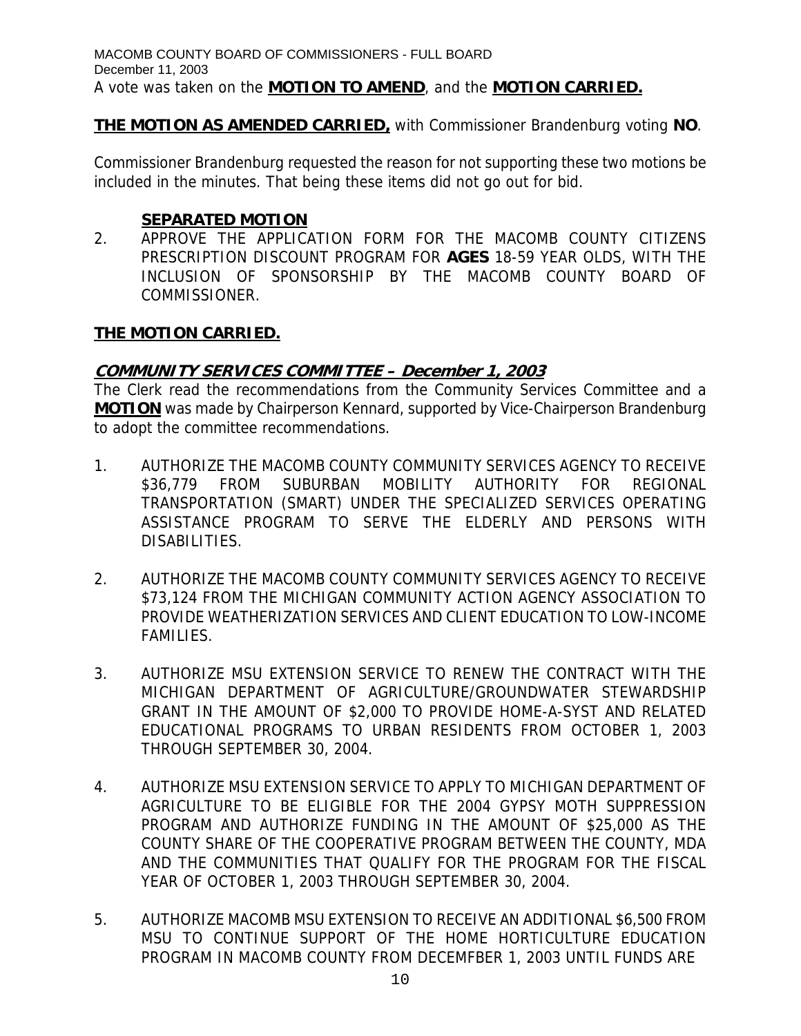A vote was taken on the **MOTION TO AMEND**, and the **MOTION CARRIED.**

**THE MOTION AS AMENDED CARRIED,** with Commissioner Brandenburg voting **NO**.

Commissioner Brandenburg requested the reason for not supporting these two motions be included in the minutes. That being these items did not go out for bid.

**SEPARATED MOTION**

2. APPROVE THE APPLICATION FORM FOR THE MACOMB COUNTY CITIZENS PRESCRIPTION DISCOUNT PROGRAM FOR **AGES** 18-59 YEAR OLDS, WITH THE INCLUSION OF SPONSORSHIP BY THE MACOMB COUNTY BOARD OF COMMISSIONER.

**THE MOTION CARRIED.**

## ***COMMUNITY SERVICES COMMITTEE – December 1, 2003***

The Clerk read the recommendations from the Community Services Committee and a **MOTION** was made by Chairperson Kennard, supported by Vice-Chairperson Brandenburg to adopt the committee recommendations.

1. AUTHORIZE THE MACOMB COUNTY COMMUNITY SERVICES AGENCY TO RECEIVE $36,779 FROM SUBURBAN MOBILITY AUTHORITY FOR REGIONAL TRANSPORTATION (SMART) UNDER THE SPECIALIZED SERVICES OPERATING ASSISTANCE PROGRAM TO SERVE THE ELDERLY AND PERSONS WITH DISABILITIES.

2. AUTHORIZE THE MACOMB COUNTY COMMUNITY SERVICES AGENCY TO RECEIVE $73,124 FROM THE MICHIGAN COMMUNITY ACTION AGENCY ASSOCIATION TO PROVIDE WEATHERIZATION SERVICES AND CLIENT EDUCATION TO LOW-INCOME FAMILIES.

3. AUTHORIZE MSU EXTENSION SERVICE TO RENEW THE CONTRACT WITH THE MICHIGAN DEPARTMENT OF AGRICULTURE/GROUNDWATER STEWARDSHIP GRANT IN THE AMOUNT OF $2,000 TO PROVIDE HOME-A-SYST AND RELATED EDUCATIONAL PROGRAMS TO URBAN RESIDENTS FROM OCTOBER 1, 2003 THROUGH SEPTEMBER 30, 2004.

4. AUTHORIZE MSU EXTENSION SERVICE TO APPLY TO MICHIGAN DEPARTMENT OF AGRICULTURE TO BE ELIGIBLE FOR THE 2004 GYPSY MOTH SUPPRESSION PROGRAM AND AUTHORIZE FUNDING IN THE AMOUNT OF $25,000 AS THE COUNTY SHARE OF THE COOPERATIVE PROGRAM BETWEEN THE COUNTY, MDA AND THE COMMUNITIES THAT QUALIFY FOR THE PROGRAM FOR THE FISCAL YEAR OF OCTOBER 1, 2003 THROUGH SEPTEMBER 30, 2004.

5. AUTHORIZE MACOMB MSU EXTENSION TO RECEIVE AN ADDITIONAL $6,500 FROM MSU TO CONTINUE SUPPORT OF THE HOME HORTICULTURE EDUCATION PROGRAM IN MACOMB COUNTY FROM DECEMFBER 1, 2003 UNTIL FUNDS ARE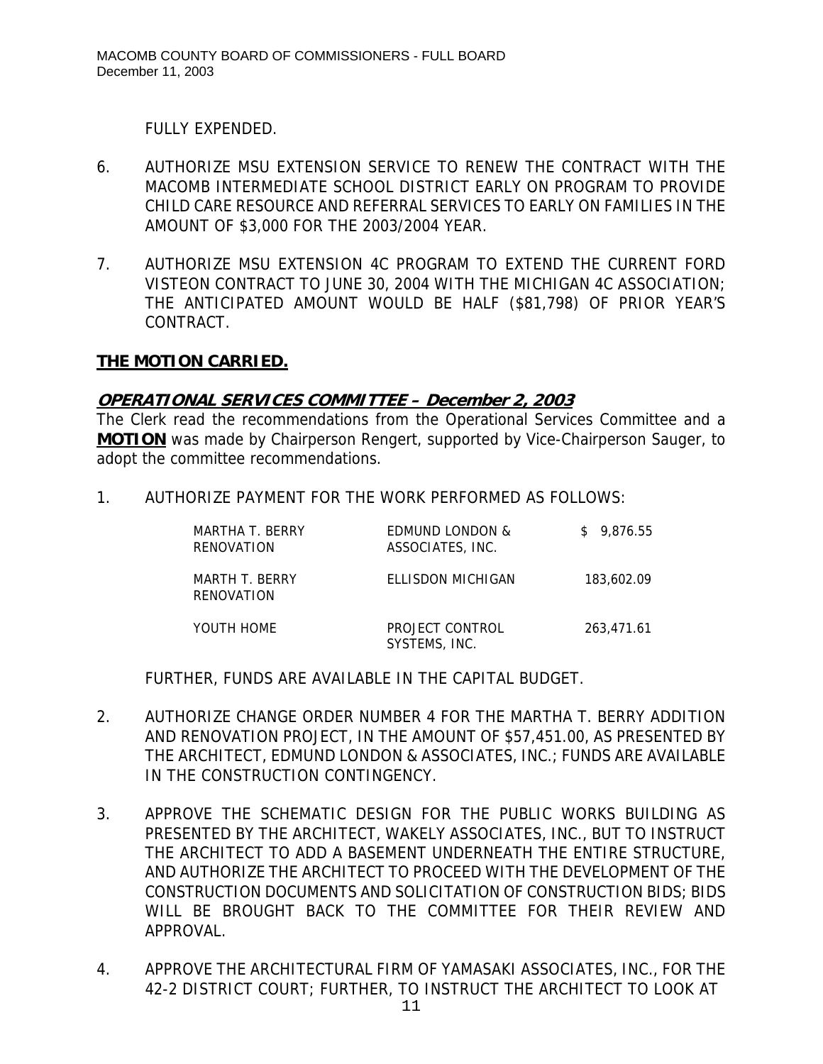FULLY EXPENDED.

6. AUTHORIZE MSU EXTENSION SERVICE TO RENEW THE CONTRACT WITH THE MACOMB INTERMEDIATE SCHOOL DISTRICT EARLY ON PROGRAM TO PROVIDE CHILD CARE RESOURCE AND REFERRAL SERVICES TO EARLY ON FAMILIES IN THE AMOUNT OF $3,000 FOR THE 2003/2004 YEAR.

7. AUTHORIZE MSU EXTENSION 4C PROGRAM TO EXTEND THE CURRENT FORD VISTEON CONTRACT TO JUNE 30, 2004 WITH THE MICHIGAN 4C ASSOCIATION; THE ANTICIPATED AMOUNT WOULD BE HALF ($81,798) OF PRIOR YEAR'S CONTRACT.

**THE MOTION CARRIED.**

## *OPERATIONAL SERVICES COMMITTEE – December 2, 2003*

The Clerk read the recommendations from the Operational Services Committee and a **MOTION** was made by Chairperson Rengert, supported by Vice-Chairperson Sauger, to adopt the committee recommendations.

1. AUTHORIZE PAYMENT FOR THE WORK PERFORMED AS FOLLOWS:

| | | |
|---|---|---|
| MARTHA T. BERRY RENOVATION | EDMUND LONDON & ASSOCIATES, INC. | $ 9,876.55 |
| MARTH T. BERRY RENOVATION | ELLISDON MICHIGAN | 183,602.09 |
| YOUTH HOME | PROJECT CONTROL SYSTEMS, INC. | 263,471.61 |

FURTHER, FUNDS ARE AVAILABLE IN THE CAPITAL BUDGET.

2. AUTHORIZE CHANGE ORDER NUMBER 4 FOR THE MARTHA T. BERRY ADDITION AND RENOVATION PROJECT, IN THE AMOUNT OF $57,451.00, AS PRESENTED BY THE ARCHITECT, EDMUND LONDON & ASSOCIATES, INC.; FUNDS ARE AVAILABLE IN THE CONSTRUCTION CONTINGENCY.

3. APPROVE THE SCHEMATIC DESIGN FOR THE PUBLIC WORKS BUILDING AS PRESENTED BY THE ARCHITECT, WAKELY ASSOCIATES, INC., BUT TO INSTRUCT THE ARCHITECT TO ADD A BASEMENT UNDERNEATH THE ENTIRE STRUCTURE, AND AUTHORIZE THE ARCHITECT TO PROCEED WITH THE DEVELOPMENT OF THE CONSTRUCTION DOCUMENTS AND SOLICITATION OF CONSTRUCTION BIDS; BIDS WILL BE BROUGHT BACK TO THE COMMITTEE FOR THEIR REVIEW AND APPROVAL.

4. APPROVE THE ARCHITECTURAL FIRM OF YAMASAKI ASSOCIATES, INC., FOR THE 42-2 DISTRICT COURT; FURTHER, TO INSTRUCT THE ARCHITECT TO LOOK AT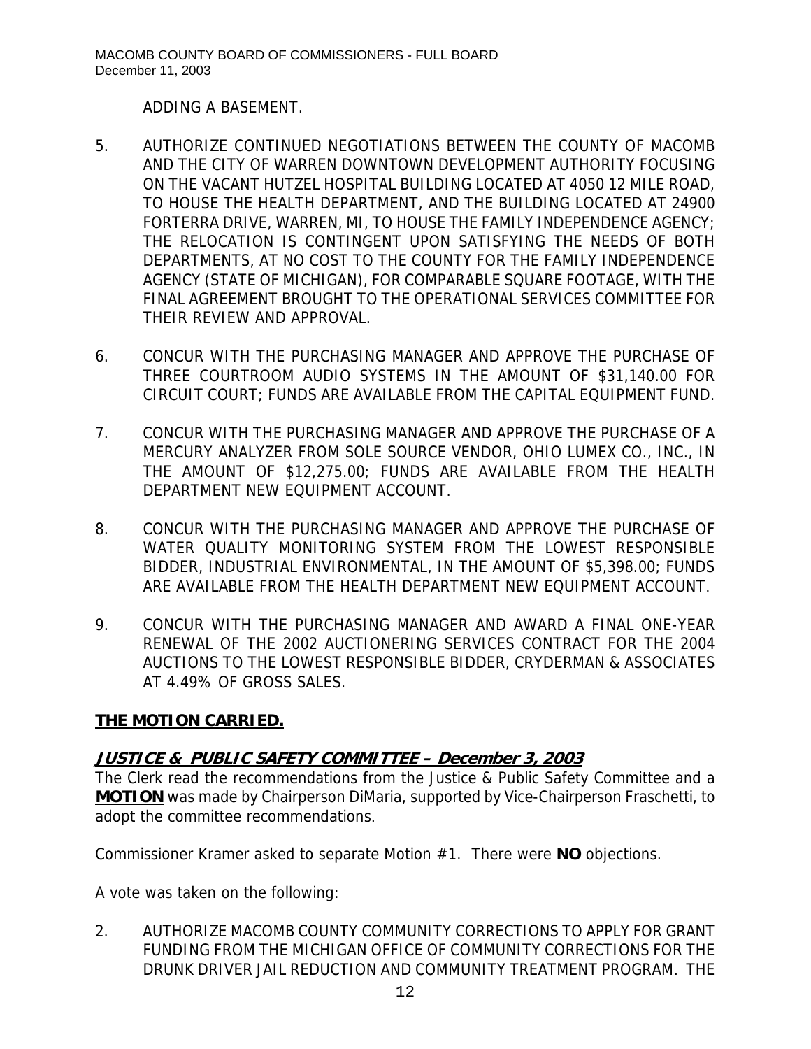ADDING A BASEMENT.

5. AUTHORIZE CONTINUED NEGOTIATIONS BETWEEN THE COUNTY OF MACOMB AND THE CITY OF WARREN DOWNTOWN DEVELOPMENT AUTHORITY FOCUSING ON THE VACANT HUTZEL HOSPITAL BUILDING LOCATED AT 4050 12 MILE ROAD, TO HOUSE THE HEALTH DEPARTMENT, AND THE BUILDING LOCATED AT 24900 FORTERRA DRIVE, WARREN, MI, TO HOUSE THE FAMILY INDEPENDENCE AGENCY; THE RELOCATION IS CONTINGENT UPON SATISFYING THE NEEDS OF BOTH DEPARTMENTS, AT NO COST TO THE COUNTY FOR THE FAMILY INDEPENDENCE AGENCY (STATE OF MICHIGAN), FOR COMPARABLE SQUARE FOOTAGE, WITH THE FINAL AGREEMENT BROUGHT TO THE OPERATIONAL SERVICES COMMITTEE FOR THEIR REVIEW AND APPROVAL.

6. CONCUR WITH THE PURCHASING MANAGER AND APPROVE THE PURCHASE OF THREE COURTROOM AUDIO SYSTEMS IN THE AMOUNT OF $31,140.00 FOR CIRCUIT COURT; FUNDS ARE AVAILABLE FROM THE CAPITAL EQUIPMENT FUND.

7. CONCUR WITH THE PURCHASING MANAGER AND APPROVE THE PURCHASE OF A MERCURY ANALYZER FROM SOLE SOURCE VENDOR, OHIO LUMEX CO., INC., IN THE AMOUNT OF $12,275.00; FUNDS ARE AVAILABLE FROM THE HEALTH DEPARTMENT NEW EQUIPMENT ACCOUNT.

8. CONCUR WITH THE PURCHASING MANAGER AND APPROVE THE PURCHASE OF WATER QUALITY MONITORING SYSTEM FROM THE LOWEST RESPONSIBLE BIDDER, INDUSTRIAL ENVIRONMENTAL, IN THE AMOUNT OF $5,398.00; FUNDS ARE AVAILABLE FROM THE HEALTH DEPARTMENT NEW EQUIPMENT ACCOUNT.

9. CONCUR WITH THE PURCHASING MANAGER AND AWARD A FINAL ONE-YEAR RENEWAL OF THE 2002 AUCTIONERING SERVICES CONTRACT FOR THE 2004 AUCTIONS TO THE LOWEST RESPONSIBLE BIDDER, CRYDERMAN & ASSOCIATES AT 4.49% OF GROSS SALES.

**THE MOTION CARRIED.**

## JUSTICE & PUBLIC SAFETY COMMITTEE – December 3, 2003

The Clerk read the recommendations from the Justice & Public Safety Committee and a **MOTION** was made by Chairperson DiMaria, supported by Vice-Chairperson Fraschetti, to adopt the committee recommendations.

Commissioner Kramer asked to separate Motion #1. There were **NO** objections.

A vote was taken on the following:

2. AUTHORIZE MACOMB COUNTY COMMUNITY CORRECTIONS TO APPLY FOR GRANT FUNDING FROM THE MICHIGAN OFFICE OF COMMUNITY CORRECTIONS FOR THE DRUNK DRIVER JAIL REDUCTION AND COMMUNITY TREATMENT PROGRAM. THE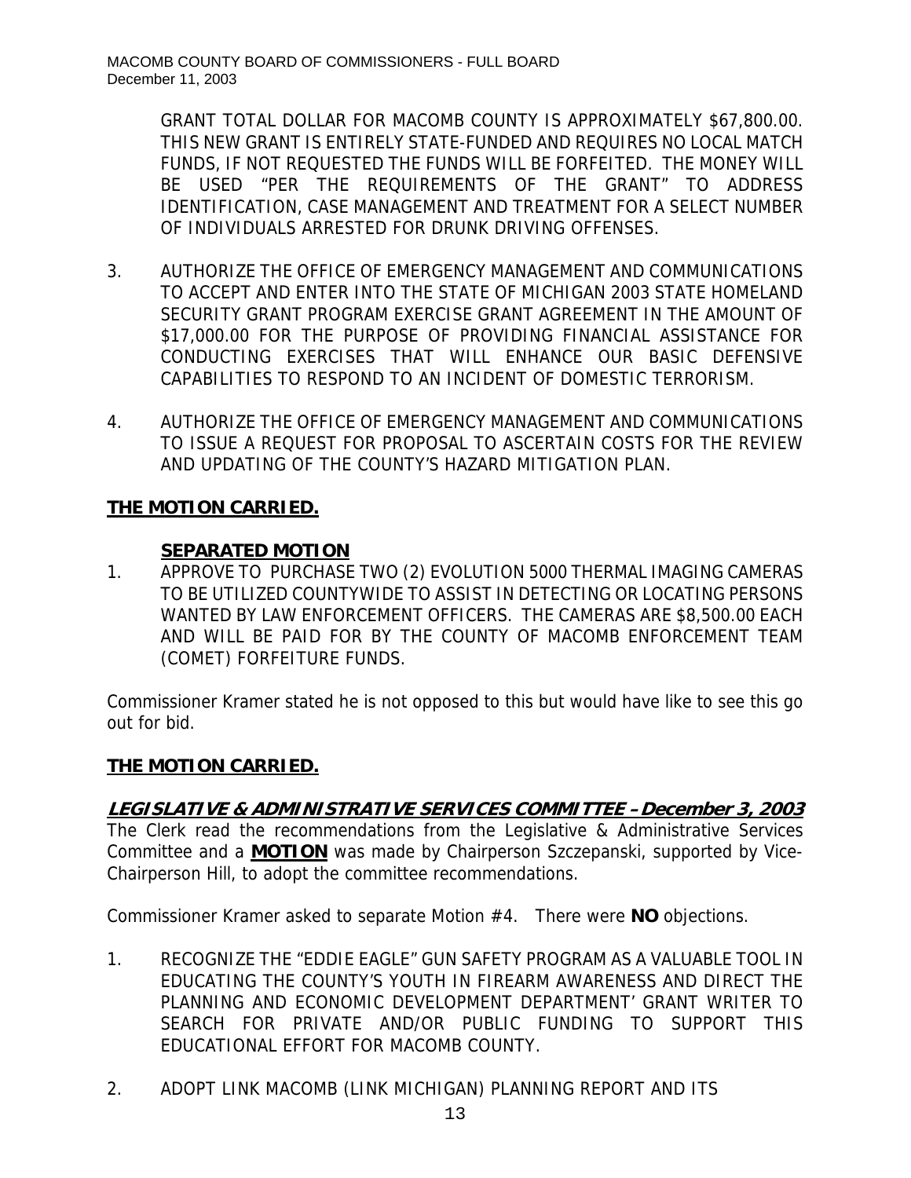GRANT TOTAL DOLLAR FOR MACOMB COUNTY IS APPROXIMATELY $67,800.00. THIS NEW GRANT IS ENTIRELY STATE-FUNDED AND REQUIRES NO LOCAL MATCH FUNDS, IF NOT REQUESTED THE FUNDS WILL BE FORFEITED. THE MONEY WILL BE USED "PER THE REQUIREMENTS OF THE GRANT" TO ADDRESS IDENTIFICATION, CASE MANAGEMENT AND TREATMENT FOR A SELECT NUMBER OF INDIVIDUALS ARRESTED FOR DRUNK DRIVING OFFENSES.

3. AUTHORIZE THE OFFICE OF EMERGENCY MANAGEMENT AND COMMUNICATIONS TO ACCEPT AND ENTER INTO THE STATE OF MICHIGAN 2003 STATE HOMELAND SECURITY GRANT PROGRAM EXERCISE GRANT AGREEMENT IN THE AMOUNT OF $17,000.00 FOR THE PURPOSE OF PROVIDING FINANCIAL ASSISTANCE FOR CONDUCTING EXERCISES THAT WILL ENHANCE OUR BASIC DEFENSIVE CAPABILITIES TO RESPOND TO AN INCIDENT OF DOMESTIC TERRORISM.

4. AUTHORIZE THE OFFICE OF EMERGENCY MANAGEMENT AND COMMUNICATIONS TO ISSUE A REQUEST FOR PROPOSAL TO ASCERTAIN COSTS FOR THE REVIEW AND UPDATING OF THE COUNTY'S HAZARD MITIGATION PLAN.

**THE MOTION CARRIED.**

**SEPARATED MOTION**

1. APPROVE TO PURCHASE TWO (2) EVOLUTION 5000 THERMAL IMAGING CAMERAS TO BE UTILIZED COUNTYWIDE TO ASSIST IN DETECTING OR LOCATING PERSONS WANTED BY LAW ENFORCEMENT OFFICERS. THE CAMERAS ARE $8,500.00 EACH AND WILL BE PAID FOR BY THE COUNTY OF MACOMB ENFORCEMENT TEAM (COMET) FORFEITURE FUNDS.

Commissioner Kramer stated he is not opposed to this but would have like to see this go out for bid.

**THE MOTION CARRIED.**

***LEGISLATIVE & ADMINISTRATIVE SERVICES COMMITTEE – December 3, 2003***

The Clerk read the recommendations from the Legislative & Administrative Services Committee and a **MOTION** was made by Chairperson Szczepanski, supported by Vice-Chairperson Hill, to adopt the committee recommendations.

Commissioner Kramer asked to separate Motion #4. There were **NO** objections.

1. RECOGNIZE THE "EDDIE EAGLE" GUN SAFETY PROGRAM AS A VALUABLE TOOL IN EDUCATING THE COUNTY'S YOUTH IN FIREARM AWARENESS AND DIRECT THE PLANNING AND ECONOMIC DEVELOPMENT DEPARTMENT' GRANT WRITER TO SEARCH FOR PRIVATE AND/OR PUBLIC FUNDING TO SUPPORT THIS EDUCATIONAL EFFORT FOR MACOMB COUNTY.

2. ADOPT LINK MACOMB (LINK MICHIGAN) PLANNING REPORT AND ITS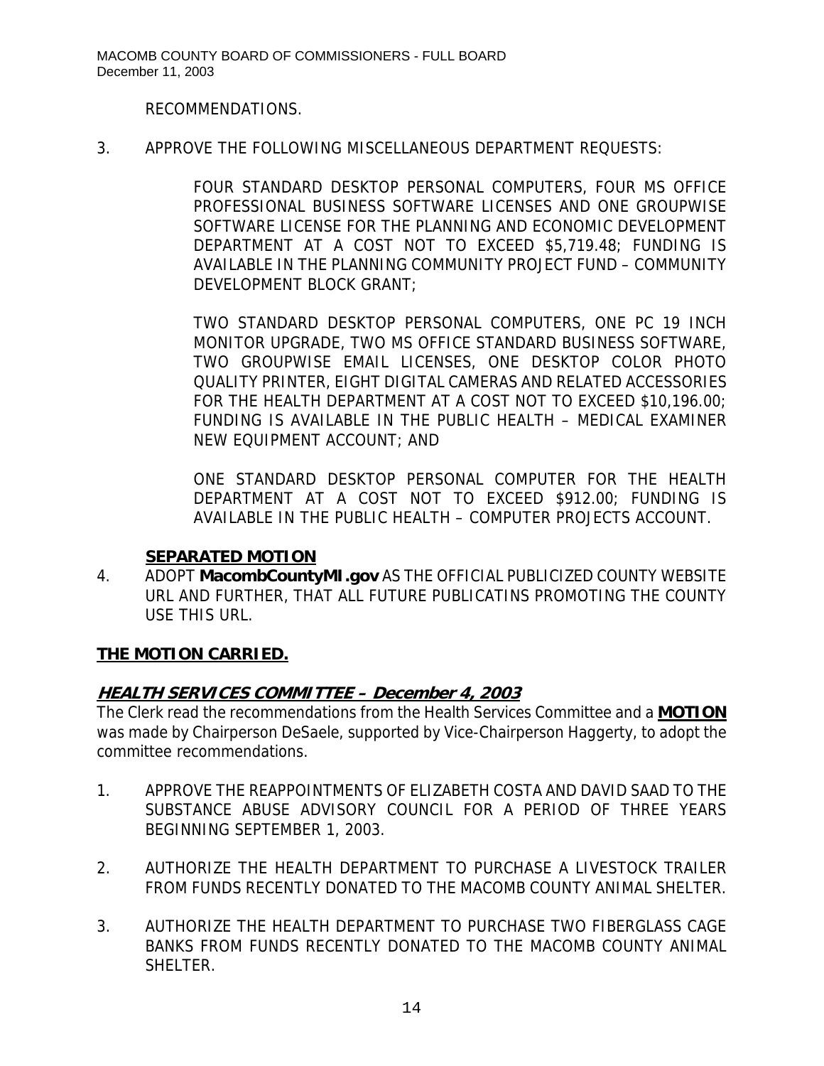RECOMMENDATIONS.

3. APPROVE THE FOLLOWING MISCELLANEOUS DEPARTMENT REQUESTS:

   FOUR STANDARD DESKTOP PERSONAL COMPUTERS, FOUR MS OFFICE PROFESSIONAL BUSINESS SOFTWARE LICENSES AND ONE GROUPWISE SOFTWARE LICENSE FOR THE PLANNING AND ECONOMIC DEVELOPMENT DEPARTMENT AT A COST NOT TO EXCEED $5,719.48; FUNDING IS AVAILABLE IN THE PLANNING COMMUNITY PROJECT FUND – COMMUNITY DEVELOPMENT BLOCK GRANT;

   TWO STANDARD DESKTOP PERSONAL COMPUTERS, ONE PC 19 INCH MONITOR UPGRADE, TWO MS OFFICE STANDARD BUSINESS SOFTWARE, TWO GROUPWISE EMAIL LICENSES, ONE DESKTOP COLOR PHOTO QUALITY PRINTER, EIGHT DIGITAL CAMERAS AND RELATED ACCESSORIES FOR THE HEALTH DEPARTMENT AT A COST NOT TO EXCEED $10,196.00; FUNDING IS AVAILABLE IN THE PUBLIC HEALTH – MEDICAL EXAMINER NEW EQUIPMENT ACCOUNT; AND

   ONE STANDARD DESKTOP PERSONAL COMPUTER FOR THE HEALTH DEPARTMENT AT A COST NOT TO EXCEED $912.00; FUNDING IS AVAILABLE IN THE PUBLIC HEALTH – COMPUTER PROJECTS ACCOUNT.

**SEPARATED MOTION**

4. ADOPT **MacombCountyMI.gov** AS THE OFFICIAL PUBLICIZED COUNTY WEBSITE URL AND FURTHER, THAT ALL FUTURE PUBLICATINS PROMOTING THE COUNTY USE THIS URL.

**THE MOTION CARRIED.**

## ***HEALTH SERVICES COMMITTEE – December 4, 2003***

The Clerk read the recommendations from the Health Services Committee and a **MOTION** was made by Chairperson DeSaele, supported by Vice-Chairperson Haggerty, to adopt the committee recommendations.

1. APPROVE THE REAPPOINTMENTS OF ELIZABETH COSTA AND DAVID SAAD TO THE SUBSTANCE ABUSE ADVISORY COUNCIL FOR A PERIOD OF THREE YEARS BEGINNING SEPTEMBER 1, 2003.

2. AUTHORIZE THE HEALTH DEPARTMENT TO PURCHASE A LIVESTOCK TRAILER FROM FUNDS RECENTLY DONATED TO THE MACOMB COUNTY ANIMAL SHELTER.

3. AUTHORIZE THE HEALTH DEPARTMENT TO PURCHASE TWO FIBERGLASS CAGE BANKS FROM FUNDS RECENTLY DONATED TO THE MACOMB COUNTY ANIMAL SHELTER.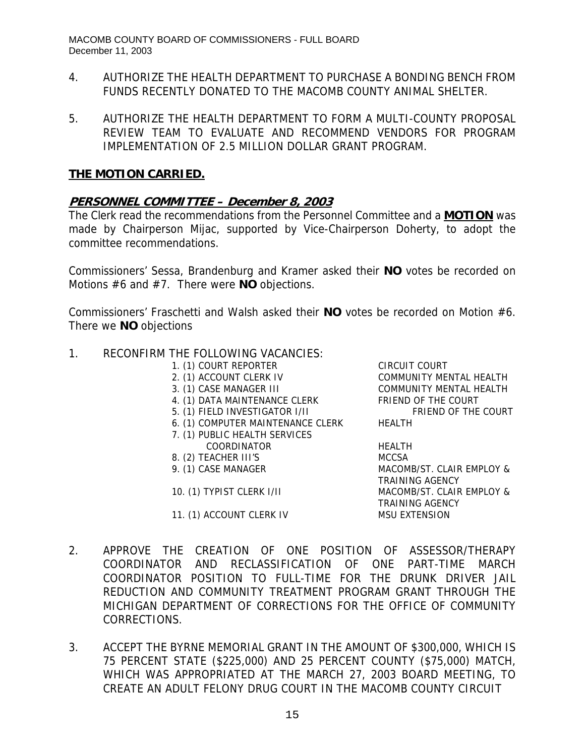4. AUTHORIZE THE HEALTH DEPARTMENT TO PURCHASE A BONDING BENCH FROM FUNDS RECENTLY DONATED TO THE MACOMB COUNTY ANIMAL SHELTER.

5. AUTHORIZE THE HEALTH DEPARTMENT TO FORM A MULTI-COUNTY PROPOSAL REVIEW TEAM TO EVALUATE AND RECOMMEND VENDORS FOR PROGRAM IMPLEMENTATION OF 2.5 MILLION DOLLAR GRANT PROGRAM.

**THE MOTION CARRIED.**

## PERSONNEL COMMITTEE – December 8, 2003

The Clerk read the recommendations from the Personnel Committee and a **MOTION** was made by Chairperson Mijac, supported by Vice-Chairperson Doherty, to adopt the committee recommendations.

Commissioners' Sessa, Brandenburg and Kramer asked their **NO** votes be recorded on Motions #6 and #7. There were **NO** objections.

Commissioners' Fraschetti and Walsh asked their **NO** votes be recorded on Motion #6. There we **NO** objections

1. RECONFIRM THE FOLLOWING VACANCIES:

| | |
|---|---|
| 1. (1) COURT REPORTER | CIRCUIT COURT |
| 2. (1) ACCOUNT CLERK IV | COMMUNITY MENTAL HEALTH |
| 3. (1) CASE MANAGER III | COMMUNITY MENTAL HEALTH |
| 4. (1) DATA MAINTENANCE CLERK | FRIEND OF THE COURT |
| 5. (1) FIELD INVESTIGATOR I/II | FRIEND OF THE COURT |
| 6. (1) COMPUTER MAINTENANCE CLERK | HEALTH |
| 7. (1) PUBLIC HEALTH SERVICES COORDINATOR | HEALTH |
| 8. (2) TEACHER III'S | MCCSA |
| 9. (1) CASE MANAGER | MACOMB/ST. CLAIR EMPLOY & TRAINING AGENCY |
| 10. (1) TYPIST CLERK I/II | MACOMB/ST. CLAIR EMPLOY & TRAINING AGENCY |
| 11. (1) ACCOUNT CLERK IV | MSU EXTENSION |

2. APPROVE THE CREATION OF ONE POSITION OF ASSESSOR/THERAPY COORDINATOR AND RECLASSIFICATION OF ONE PART-TIME MARCH COORDINATOR POSITION TO FULL-TIME FOR THE DRUNK DRIVER JAIL REDUCTION AND COMMUNITY TREATMENT PROGRAM GRANT THROUGH THE MICHIGAN DEPARTMENT OF CORRECTIONS FOR THE OFFICE OF COMMUNITY CORRECTIONS.

3. ACCEPT THE BYRNE MEMORIAL GRANT IN THE AMOUNT OF $300,000, WHICH IS 75 PERCENT STATE ($225,000) AND 25 PERCENT COUNTY ($75,000) MATCH, WHICH WAS APPROPRIATED AT THE MARCH 27, 2003 BOARD MEETING, TO CREATE AN ADULT FELONY DRUG COURT IN THE MACOMB COUNTY CIRCUIT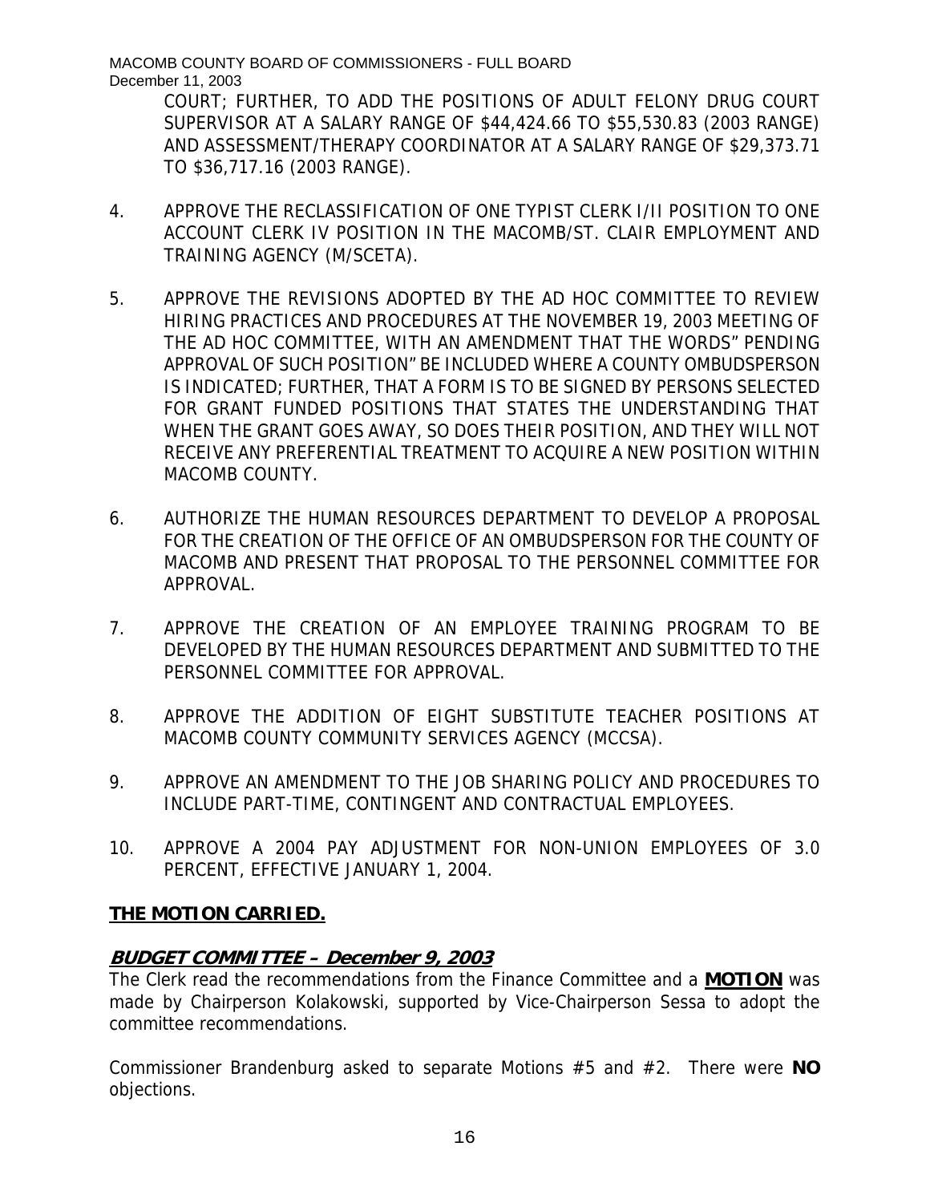COURT; FURTHER, TO ADD THE POSITIONS OF ADULT FELONY DRUG COURT SUPERVISOR AT A SALARY RANGE OF $44,424.66 TO $55,530.83 (2003 RANGE) AND ASSESSMENT/THERAPY COORDINATOR AT A SALARY RANGE OF $29,373.71 TO $36,717.16 (2003 RANGE).

4. APPROVE THE RECLASSIFICATION OF ONE TYPIST CLERK I/II POSITION TO ONE ACCOUNT CLERK IV POSITION IN THE MACOMB/ST. CLAIR EMPLOYMENT AND TRAINING AGENCY (M/SCETA).

5. APPROVE THE REVISIONS ADOPTED BY THE AD HOC COMMITTEE TO REVIEW HIRING PRACTICES AND PROCEDURES AT THE NOVEMBER 19, 2003 MEETING OF THE AD HOC COMMITTEE, WITH AN AMENDMENT THAT THE WORDS" PENDING APPROVAL OF SUCH POSITION" BE INCLUDED WHERE A COUNTY OMBUDSPERSON IS INDICATED; FURTHER, THAT A FORM IS TO BE SIGNED BY PERSONS SELECTED FOR GRANT FUNDED POSITIONS THAT STATES THE UNDERSTANDING THAT WHEN THE GRANT GOES AWAY, SO DOES THEIR POSITION, AND THEY WILL NOT RECEIVE ANY PREFERENTIAL TREATMENT TO ACQUIRE A NEW POSITION WITHIN MACOMB COUNTY.

6. AUTHORIZE THE HUMAN RESOURCES DEPARTMENT TO DEVELOP A PROPOSAL FOR THE CREATION OF THE OFFICE OF AN OMBUDSPERSON FOR THE COUNTY OF MACOMB AND PRESENT THAT PROPOSAL TO THE PERSONNEL COMMITTEE FOR APPROVAL.

7. APPROVE THE CREATION OF AN EMPLOYEE TRAINING PROGRAM TO BE DEVELOPED BY THE HUMAN RESOURCES DEPARTMENT AND SUBMITTED TO THE PERSONNEL COMMITTEE FOR APPROVAL.

8. APPROVE THE ADDITION OF EIGHT SUBSTITUTE TEACHER POSITIONS AT MACOMB COUNTY COMMUNITY SERVICES AGENCY (MCCSA).

9. APPROVE AN AMENDMENT TO THE JOB SHARING POLICY AND PROCEDURES TO INCLUDE PART-TIME, CONTINGENT AND CONTRACTUAL EMPLOYEES.

10. APPROVE A 2004 PAY ADJUSTMENT FOR NON-UNION EMPLOYEES OF 3.0 PERCENT, EFFECTIVE JANUARY 1, 2004.

**THE MOTION CARRIED.**

### *BUDGET COMMITTEE – December 9, 2003*

The Clerk read the recommendations from the Finance Committee and a **MOTION** was made by Chairperson Kolakowski, supported by Vice-Chairperson Sessa to adopt the committee recommendations.

Commissioner Brandenburg asked to separate Motions #5 and #2. There were **NO** objections.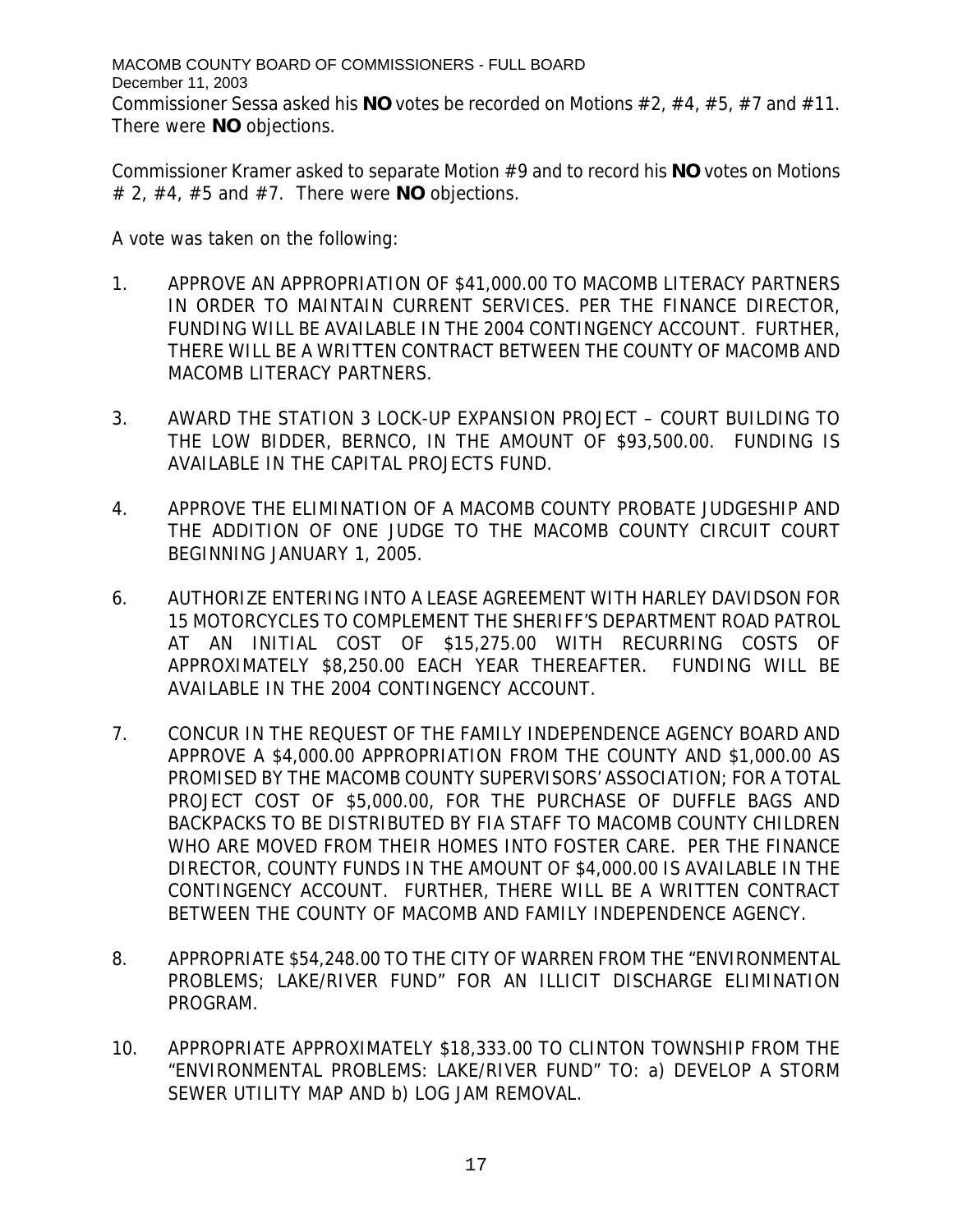Commissioner Sessa asked his **NO** votes be recorded on Motions #2, #4, #5, #7 and #11. There were **NO** objections.

Commissioner Kramer asked to separate Motion #9 and to record his **NO** votes on Motions # 2, #4, #5 and #7. There were **NO** objections.

A vote was taken on the following:

1. APPROVE AN APPROPRIATION OF $41,000.00 TO MACOMB LITERACY PARTNERS IN ORDER TO MAINTAIN CURRENT SERVICES. PER THE FINANCE DIRECTOR, FUNDING WILL BE AVAILABLE IN THE 2004 CONTINGENCY ACCOUNT. FURTHER, THERE WILL BE A WRITTEN CONTRACT BETWEEN THE COUNTY OF MACOMB AND MACOMB LITERACY PARTNERS.

3. AWARD THE STATION 3 LOCK-UP EXPANSION PROJECT – COURT BUILDING TO THE LOW BIDDER, BERNCO, IN THE AMOUNT OF $93,500.00. FUNDING IS AVAILABLE IN THE CAPITAL PROJECTS FUND.

4. APPROVE THE ELIMINATION OF A MACOMB COUNTY PROBATE JUDGESHIP AND THE ADDITION OF ONE JUDGE TO THE MACOMB COUNTY CIRCUIT COURT BEGINNING JANUARY 1, 2005.

6. AUTHORIZE ENTERING INTO A LEASE AGREEMENT WITH HARLEY DAVIDSON FOR 15 MOTORCYCLES TO COMPLEMENT THE SHERIFF'S DEPARTMENT ROAD PATROL AT AN INITIAL COST OF $15,275.00 WITH RECURRING COSTS OF APPROXIMATELY $8,250.00 EACH YEAR THEREAFTER. FUNDING WILL BE AVAILABLE IN THE 2004 CONTINGENCY ACCOUNT.

7. CONCUR IN THE REQUEST OF THE FAMILY INDEPENDENCE AGENCY BOARD AND APPROVE A $4,000.00 APPROPRIATION FROM THE COUNTY AND $1,000.00 AS PROMISED BY THE MACOMB COUNTY SUPERVISORS' ASSOCIATION; FOR A TOTAL PROJECT COST OF $5,000.00, FOR THE PURCHASE OF DUFFLE BAGS AND BACKPACKS TO BE DISTRIBUTED BY FIA STAFF TO MACOMB COUNTY CHILDREN WHO ARE MOVED FROM THEIR HOMES INTO FOSTER CARE. PER THE FINANCE DIRECTOR, COUNTY FUNDS IN THE AMOUNT OF $4,000.00 IS AVAILABLE IN THE CONTINGENCY ACCOUNT. FURTHER, THERE WILL BE A WRITTEN CONTRACT BETWEEN THE COUNTY OF MACOMB AND FAMILY INDEPENDENCE AGENCY.

8. APPROPRIATE $54,248.00 TO THE CITY OF WARREN FROM THE "ENVIRONMENTAL PROBLEMS; LAKE/RIVER FUND" FOR AN ILLICIT DISCHARGE ELIMINATION PROGRAM.

10. APPROPRIATE APPROXIMATELY $18,333.00 TO CLINTON TOWNSHIP FROM THE "ENVIRONMENTAL PROBLEMS: LAKE/RIVER FUND" TO: a) DEVELOP A STORM SEWER UTILITY MAP AND b) LOG JAM REMOVAL.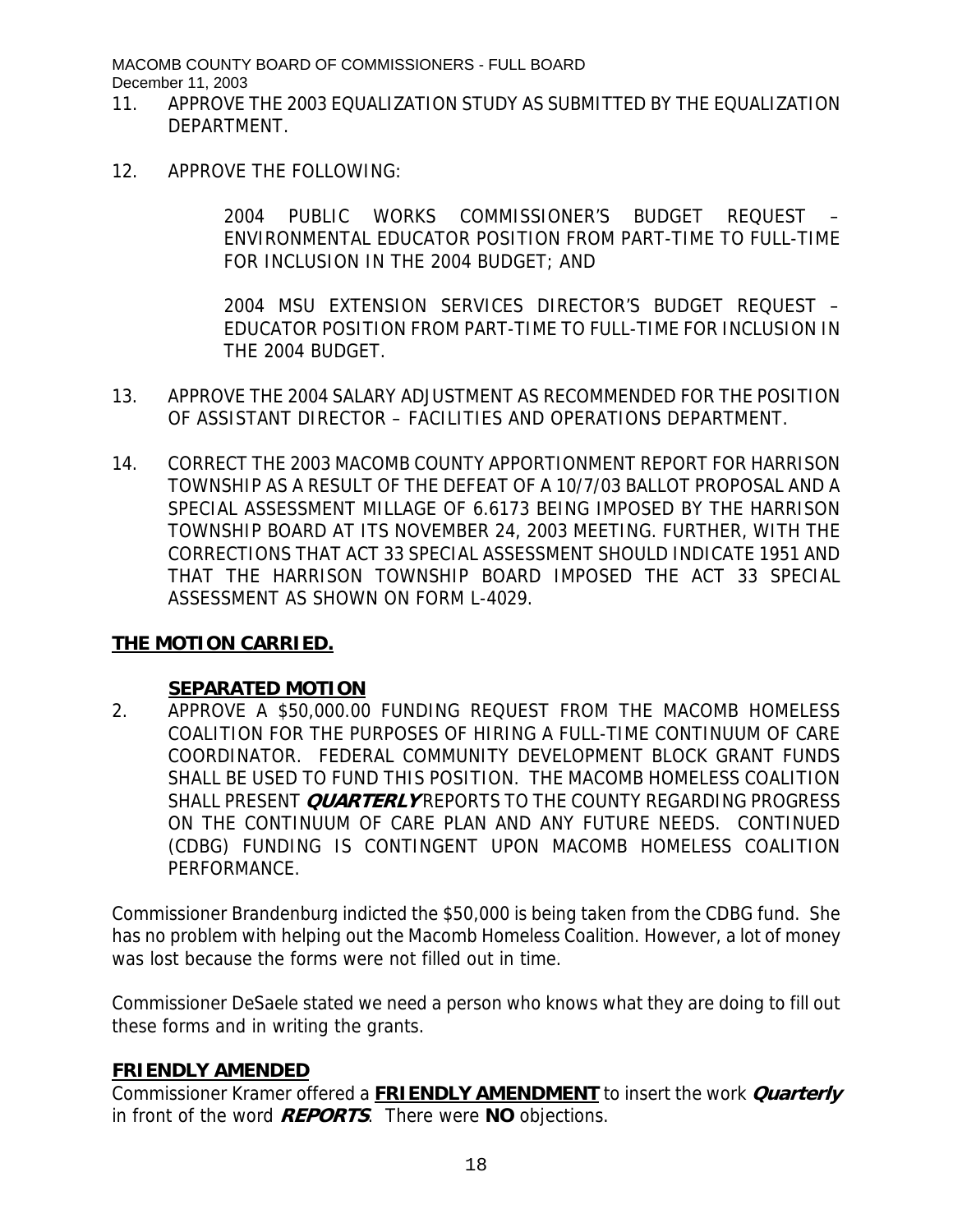11. APPROVE THE 2003 EQUALIZATION STUDY AS SUBMITTED BY THE EQUALIZATION DEPARTMENT.

12. APPROVE THE FOLLOWING:

    2004 PUBLIC WORKS COMMISSIONER'S BUDGET REQUEST – ENVIRONMENTAL EDUCATOR POSITION FROM PART-TIME TO FULL-TIME FOR INCLUSION IN THE 2004 BUDGET; AND

    2004 MSU EXTENSION SERVICES DIRECTOR'S BUDGET REQUEST – EDUCATOR POSITION FROM PART-TIME TO FULL-TIME FOR INCLUSION IN THE 2004 BUDGET.

13. APPROVE THE 2004 SALARY ADJUSTMENT AS RECOMMENDED FOR THE POSITION OF ASSISTANT DIRECTOR – FACILITIES AND OPERATIONS DEPARTMENT.

14. CORRECT THE 2003 MACOMB COUNTY APPORTIONMENT REPORT FOR HARRISON TOWNSHIP AS A RESULT OF THE DEFEAT OF A 10/7/03 BALLOT PROPOSAL AND A SPECIAL ASSESSMENT MILLAGE OF 6.6173 BEING IMPOSED BY THE HARRISON TOWNSHIP BOARD AT ITS NOVEMBER 24, 2003 MEETING. FURTHER, WITH THE CORRECTIONS THAT ACT 33 SPECIAL ASSESSMENT SHOULD INDICATE 1951 AND THAT THE HARRISON TOWNSHIP BOARD IMPOSED THE ACT 33 SPECIAL ASSESSMENT AS SHOWN ON FORM L-4029.

**THE MOTION CARRIED.**

**SEPARATED MOTION**

2. APPROVE A $50,000.00 FUNDING REQUEST FROM THE MACOMB HOMELESS COALITION FOR THE PURPOSES OF HIRING A FULL-TIME CONTINUUM OF CARE COORDINATOR. FEDERAL COMMUNITY DEVELOPMENT BLOCK GRANT FUNDS SHALL BE USED TO FUND THIS POSITION. THE MACOMB HOMELESS COALITION SHALL PRESENT ***QUARTERLY*** REPORTS TO THE COUNTY REGARDING PROGRESS ON THE CONTINUUM OF CARE PLAN AND ANY FUTURE NEEDS. CONTINUED (CDBG) FUNDING IS CONTINGENT UPON MACOMB HOMELESS COALITION PERFORMANCE.

Commissioner Brandenburg indicted the $50,000 is being taken from the CDBG fund. She has no problem with helping out the Macomb Homeless Coalition. However, a lot of money was lost because the forms were not filled out in time.

Commissioner DeSaele stated we need a person who knows what they are doing to fill out these forms and in writing the grants.

**FRIENDLY AMENDED**

Commissioner Kramer offered a **FRIENDLY AMENDMENT** to insert the work ***Quarterly*** in front of the word ***REPORTS***. There were **NO** objections.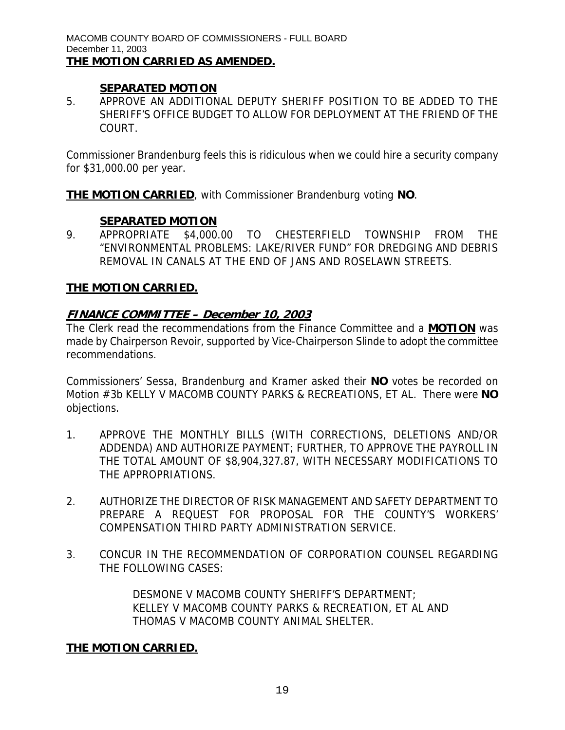**THE MOTION CARRIED AS AMENDED.**

**SEPARATED MOTION**

5. APPROVE AN ADDITIONAL DEPUTY SHERIFF POSITION TO BE ADDED TO THE SHERIFF'S OFFICE BUDGET TO ALLOW FOR DEPLOYMENT AT THE FRIEND OF THE COURT.

Commissioner Brandenburg feels this is ridiculous when we could hire a security company for $31,000.00 per year.

**THE MOTION CARRIED**, with Commissioner Brandenburg voting **NO**.

**SEPARATED MOTION**

9. APPROPRIATE $4,000.00 TO CHESTERFIELD TOWNSHIP FROM THE "ENVIRONMENTAL PROBLEMS: LAKE/RIVER FUND" FOR DREDGING AND DEBRIS REMOVAL IN CANALS AT THE END OF JANS AND ROSELAWN STREETS.

**THE MOTION CARRIED.**

## *FINANCE COMMITTEE – December 10, 2003*

The Clerk read the recommendations from the Finance Committee and a **MOTION** was made by Chairperson Revoir, supported by Vice-Chairperson Slinde to adopt the committee recommendations.

Commissioners' Sessa, Brandenburg and Kramer asked their **NO** votes be recorded on Motion #3b KELLY V MACOMB COUNTY PARKS & RECREATIONS, ET AL. There were **NO** objections.

1. APPROVE THE MONTHLY BILLS (WITH CORRECTIONS, DELETIONS AND/OR ADDENDA) AND AUTHORIZE PAYMENT; FURTHER, TO APPROVE THE PAYROLL IN THE TOTAL AMOUNT OF $8,904,327.87, WITH NECESSARY MODIFICATIONS TO THE APPROPRIATIONS.

2. AUTHORIZE THE DIRECTOR OF RISK MANAGEMENT AND SAFETY DEPARTMENT TO PREPARE A REQUEST FOR PROPOSAL FOR THE COUNTY'S WORKERS' COMPENSATION THIRD PARTY ADMINISTRATION SERVICE.

3. CONCUR IN THE RECOMMENDATION OF CORPORATION COUNSEL REGARDING THE FOLLOWING CASES:

   DESMONE V MACOMB COUNTY SHERIFF'S DEPARTMENT;
   KELLEY V MACOMB COUNTY PARKS & RECREATION, ET AL AND
   THOMAS V MACOMB COUNTY ANIMAL SHELTER.

**THE MOTION CARRIED.**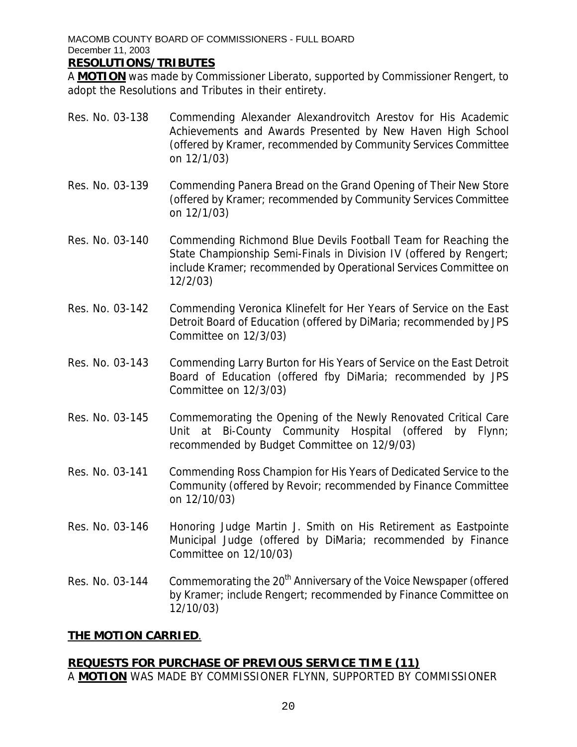**RESOLUTIONS/TRIBUTES**

A **MOTION** was made by Commissioner Liberato, supported by Commissioner Rengert, to adopt the Resolutions and Tributes in their entirety.

Res. No. 03-138 Commending Alexander Alexandrovitch Arestov for His Academic Achievements and Awards Presented by New Haven High School (offered by Kramer, recommended by Community Services Committee on 12/1/03)

Res. No. 03-139 Commending Panera Bread on the Grand Opening of Their New Store (offered by Kramer; recommended by Community Services Committee on 12/1/03)

Res. No. 03-140 Commending Richmond Blue Devils Football Team for Reaching the State Championship Semi-Finals in Division IV (offered by Rengert; include Kramer; recommended by Operational Services Committee on 12/2/03)

Res. No. 03-142 Commending Veronica Klinefelt for Her Years of Service on the East Detroit Board of Education (offered by DiMaria; recommended by JPS Committee on 12/3/03)

Res. No. 03-143 Commending Larry Burton for His Years of Service on the East Detroit Board of Education (offered fby DiMaria; recommended by JPS Committee on 12/3/03)

Res. No. 03-145 Commemorating the Opening of the Newly Renovated Critical Care Unit at Bi-County Community Hospital (offered by Flynn; recommended by Budget Committee on 12/9/03)

Res. No. 03-141 Commending Ross Champion for His Years of Dedicated Service to the Community (offered by Revoir; recommended by Finance Committee on 12/10/03)

Res. No. 03-146 Honoring Judge Martin J. Smith on His Retirement as Eastpointe Municipal Judge (offered by DiMaria; recommended by Finance Committee on 12/10/03)

Res. No. 03-144 Commemorating the 20th Anniversary of the Voice Newspaper (offered by Kramer; include Rengert; recommended by Finance Committee on 12/10/03)

**THE MOTION CARRIED**.

**REQUESTS FOR PURCHASE OF PREVIOUS SERVICE TIME (11)**

A **MOTION** WAS MADE BY COMMISSIONER FLYNN, SUPPORTED BY COMMISSIONER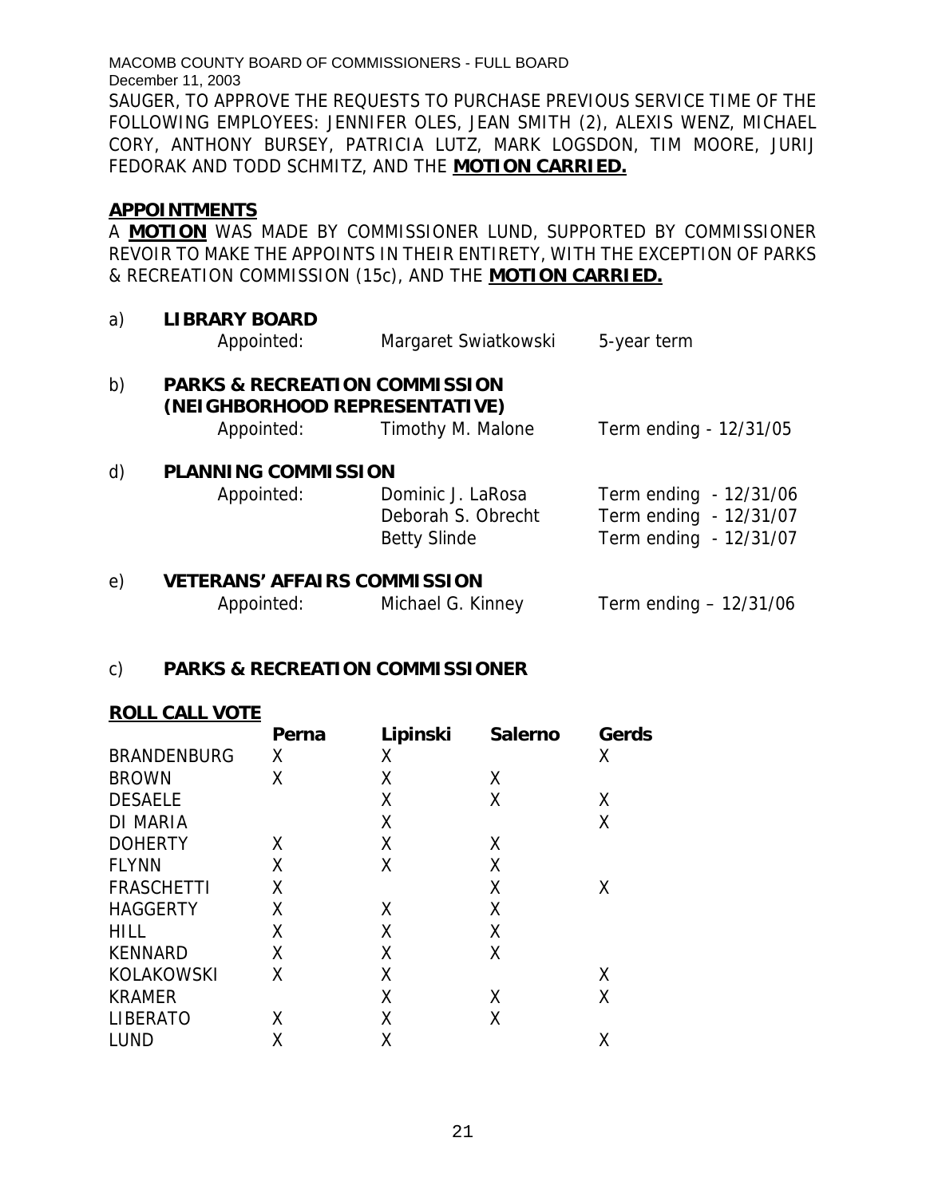SAUGER, TO APPROVE THE REQUESTS TO PURCHASE PREVIOUS SERVICE TIME OF THE FOLLOWING EMPLOYEES: JENNIFER OLES, JEAN SMITH (2), ALEXIS WENZ, MICHAEL CORY, ANTHONY BURSEY, PATRICIA LUTZ, MARK LOGSDON, TIM MOORE, JURIJ FEDORAK AND TODD SCHMITZ, AND THE **MOTION CARRIED.**

**APPOINTMENTS**

A **MOTION** WAS MADE BY COMMISSIONER LUND, SUPPORTED BY COMMISSIONER REVOIR TO MAKE THE APPOINTS IN THEIR ENTIRETY, WITH THE EXCEPTION OF PARKS & RECREATION COMMISSION (15c), AND THE **MOTION CARRIED.**

a) **LIBRARY BOARD**

| | | |
|---|---|---|
| Appointed: | Margaret Swiatkowski | 5-year term |

b) **PARKS & RECREATION COMMISSION (NEIGHBORHOOD REPRESENTATIVE)**

| | | |
|---|---|---|
| Appointed: | Timothy M. Malone | Term ending - 12/31/05 |

d) **PLANNING COMMISSION**

| | | |
|---|---|---|
| Appointed: | Dominic J. LaRosa | Term ending - 12/31/06 |
| | Deborah S. Obrecht | Term ending - 12/31/07 |
| | Betty Slinde | Term ending - 12/31/07 |

e) **VETERANS' AFFAIRS COMMISSION**

| | | |
|---|---|---|
| Appointed: | Michael G. Kinney | Term ending – 12/31/06 |

c) **PARKS & RECREATION COMMISSIONER**

**ROLL CALL VOTE**

| | Perna | Lipinski | Salerno | Gerds |
|---|---|---|---|---|
| BRANDENBURG | X | X | | X |
| BROWN | X | X | X | |
| DESAELE | | X | X | X |
| DI MARIA | | X | | X |
| DOHERTY | X | X | X | |
| FLYNN | X | X | X | |
| FRASCHETTI | X | | X | X |
| HAGGERTY | X | X | X | |
| HILL | X | X | X | |
| KENNARD | X | X | X | |
| KOLAKOWSKI | X | X | | X |
| KRAMER | | X | X | X |
| LIBERATO | X | X | X | |
| LUND | X | X | | X |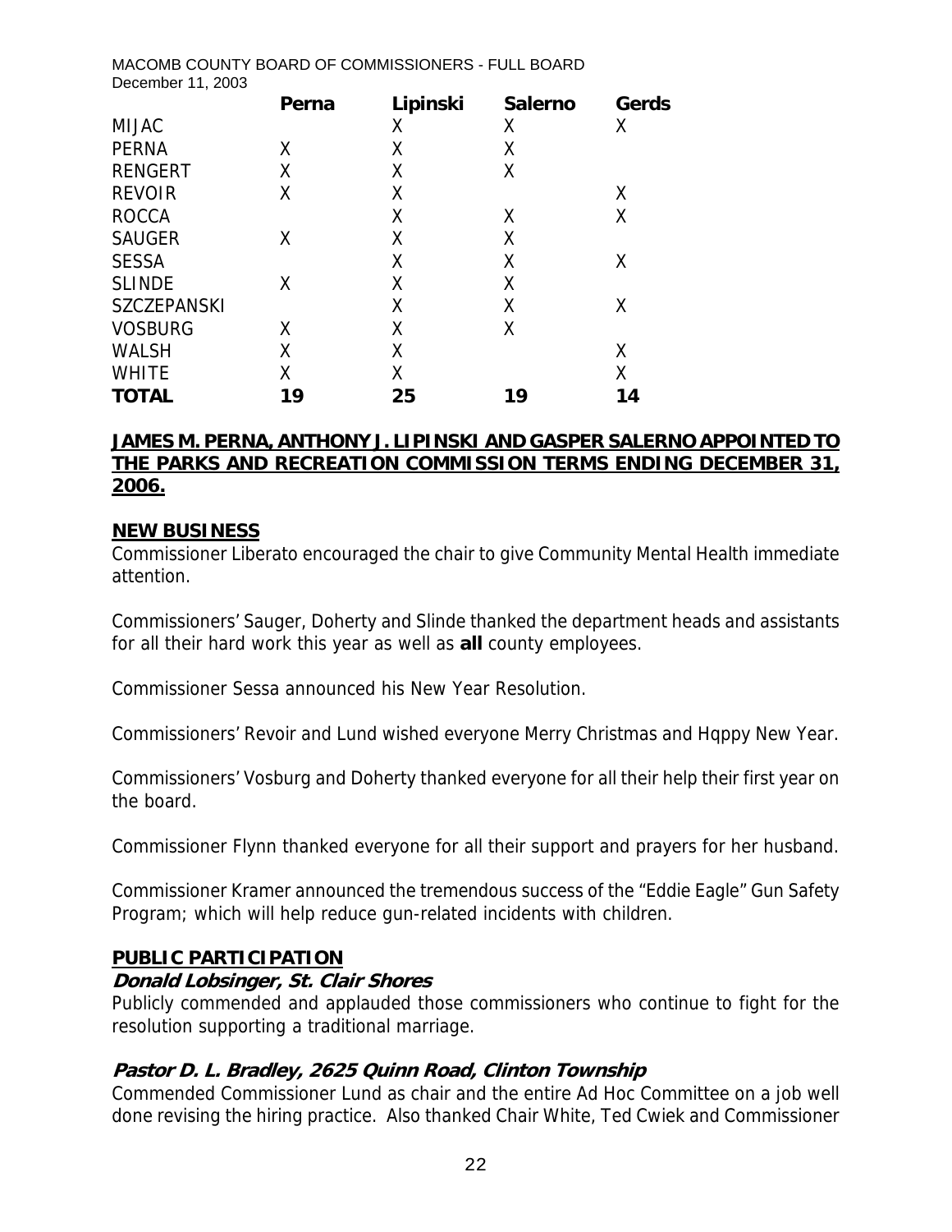| | Perna | Lipinski | Salerno | Gerds |
|---|---|---|---|---|
| MIJAC | | X | X | X |
| PERNA | X | X | X | |
| RENGERT | X | X | X | |
| REVOIR | X | X | | X |
| ROCCA | | X | X | X |
| SAUGER | X | X | X | |
| SESSA | | X | X | X |
| SLINDE | X | X | X | |
| SZCZEPANSKI | | X | X | X |
| VOSBURG | X | X | X | |
| WALSH | X | X | | X |
| WHITE | X | X | | X |
| **TOTAL** | **19** | **25** | **19** | **14** |

**JAMES M. PERNA, ANTHONY J. LIPINSKI AND GASPER SALERNO APPOINTED TO THE PARKS AND RECREATION COMMISSION TERMS ENDING DECEMBER 31, 2006.**

**NEW BUSINESS**

Commissioner Liberato encouraged the chair to give Community Mental Health immediate attention.

Commissioners' Sauger, Doherty and Slinde thanked the department heads and assistants for all their hard work this year as well as **all** county employees.

Commissioner Sessa announced his New Year Resolution.

Commissioners' Revoir and Lund wished everyone Merry Christmas and Hqppy New Year.

Commissioners' Vosburg and Doherty thanked everyone for all their help their first year on the board.

Commissioner Flynn thanked everyone for all their support and prayers for her husband.

Commissioner Kramer announced the tremendous success of the "Eddie Eagle" Gun Safety Program; which will help reduce gun-related incidents with children.

**PUBLIC PARTICIPATION**

***Donald Lobsinger, St. Clair Shores***

Publicly commended and applauded those commissioners who continue to fight for the resolution supporting a traditional marriage.

***Pastor D. L. Bradley, 2625 Quinn Road, Clinton Township***

Commended Commissioner Lund as chair and the entire Ad Hoc Committee on a job well done revising the hiring practice. Also thanked Chair White, Ted Cwiek and Commissioner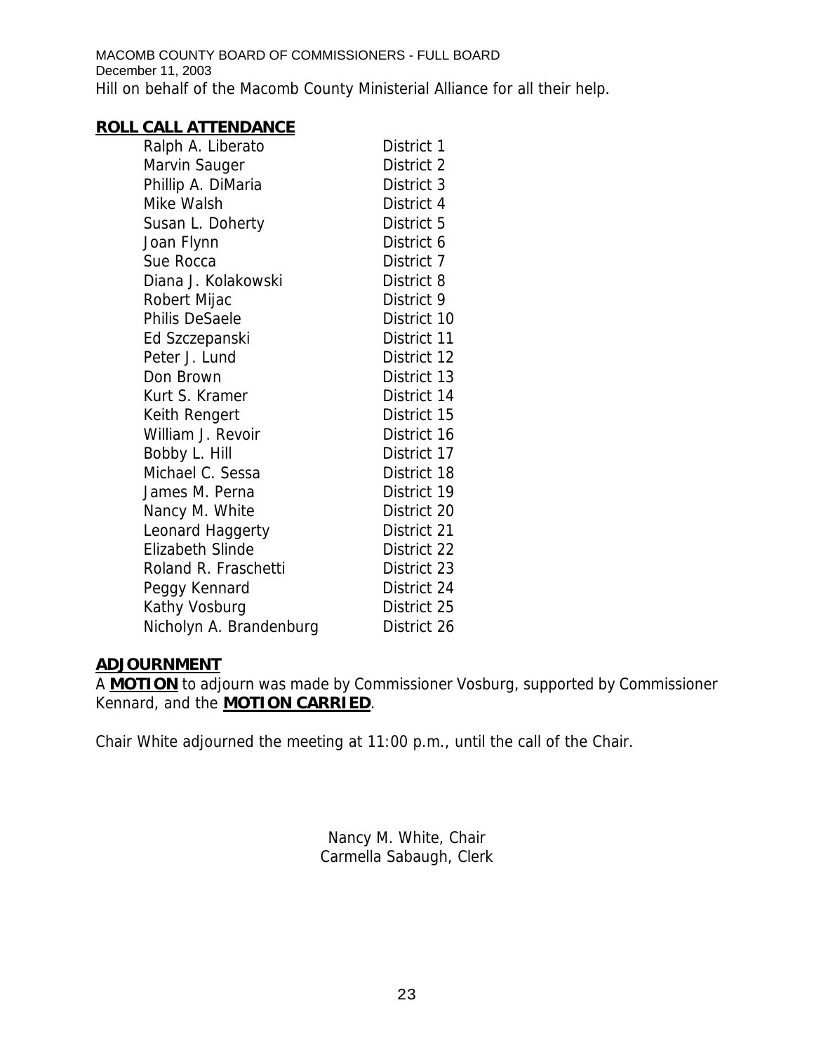Hill on behalf of the Macomb County Ministerial Alliance for all their help.

**ROLL CALL ATTENDANCE**

| | |
|---|---|
| Ralph A. Liberato | District 1 |
| Marvin Sauger | District 2 |
| Phillip A. DiMaria | District 3 |
| Mike Walsh | District 4 |
| Susan L. Doherty | District 5 |
| Joan Flynn | District 6 |
| Sue Rocca | District 7 |
| Diana J. Kolakowski | District 8 |
| Robert Mijac | District 9 |
| Philis DeSaele | District 10 |
| Ed Szczepanski | District 11 |
| Peter J. Lund | District 12 |
| Don Brown | District 13 |
| Kurt S. Kramer | District 14 |
| Keith Rengert | District 15 |
| William J. Revoir | District 16 |
| Bobby L. Hill | District 17 |
| Michael C. Sessa | District 18 |
| James M. Perna | District 19 |
| Nancy M. White | District 20 |
| Leonard Haggerty | District 21 |
| Elizabeth Slinde | District 22 |
| Roland R. Fraschetti | District 23 |
| Peggy Kennard | District 24 |
| Kathy Vosburg | District 25 |
| Nicholyn A. Brandenburg | District 26 |

**ADJOURNMENT**

A **MOTION** to adjourn was made by Commissioner Vosburg, supported by Commissioner Kennard, and the **MOTION CARRIED**.

Chair White adjourned the meeting at 11:00 p.m., until the call of the Chair.

Nancy M. White, Chair
Carmella Sabaugh, Clerk